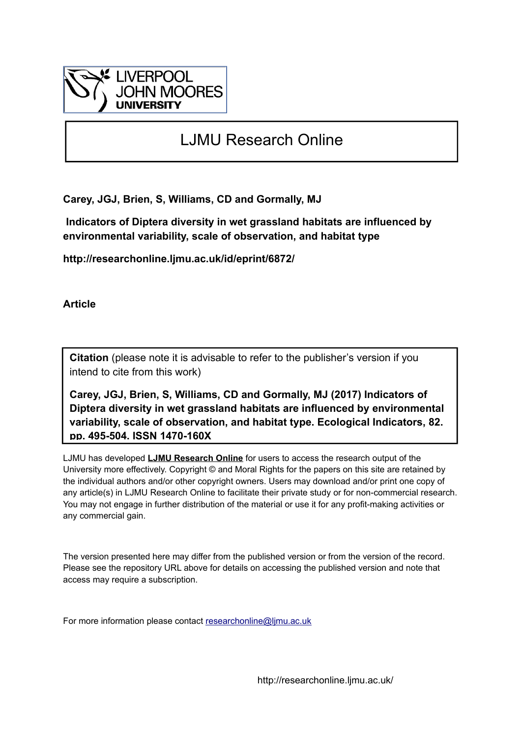LIVERPOOL JOHN MOORES UNIVERSITY

# LJMU Research Online

**Carey, JGJ, Brien, S, Williams, CD and Gormally, MJ**

**Indicators of Diptera diversity in wet grassland habitats are influenced by environmental variability, scale of observation, and habitat type**

**http://researchonline.ljmu.ac.uk/id/eprint/6872/**

**Article**

**Citation** (please note it is advisable to refer to the publisher's version if you intend to cite from this work)

**Carey, JGJ, Brien, S, Williams, CD and Gormally, MJ (2017) Indicators of Diptera diversity in wet grassland habitats are influenced by environmental variability, scale of observation, and habitat type. Ecological Indicators, 82. pp. 495-504. ISSN 1470-160X**

LJMU has developed **LJMU Research Online** for users to access the research output of the University more effectively. Copyright © and Moral Rights for the papers on this site are retained by the individual authors and/or other copyright owners. Users may download and/or print one copy of any article(s) in LJMU Research Online to facilitate their private study or for non-commercial research. You may not engage in further distribution of the material or use it for any profit-making activities or any commercial gain.

The version presented here may differ from the published version or from the version of the record. Please see the repository URL above for details on accessing the published version and note that access may require a subscription.

For more information please contact researchonline@ljmu.ac.uk

http://researchonline.ljmu.ac.uk/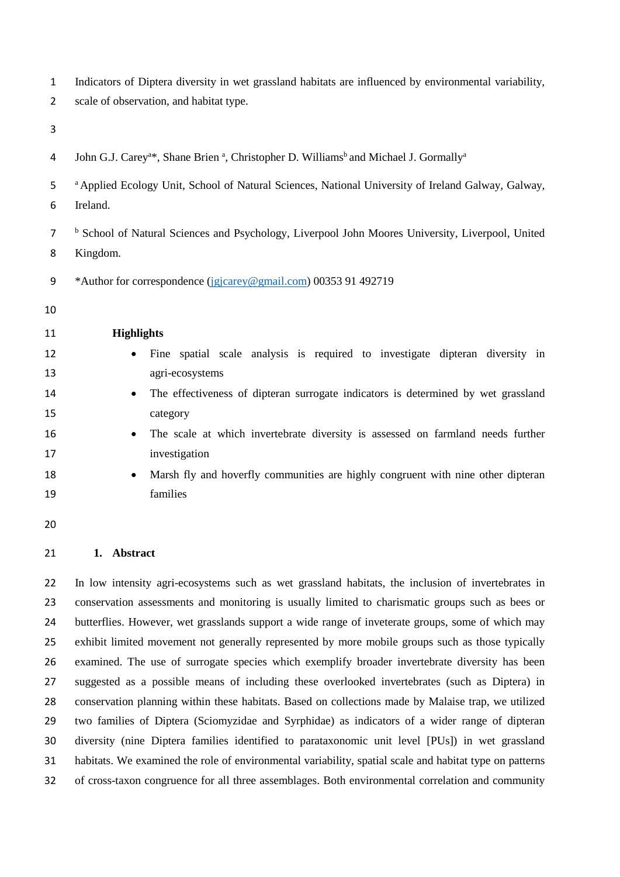Indicators of Diptera diversity in wet grassland habitats are influenced by environmental variability, scale of observation, and habitat type.

John G.J. Carey[a]*, Shane Brien [a], Christopher D. Williams[b] and Michael J. Gormally[a]

[a] Applied Ecology Unit, School of Natural Sciences, National University of Ireland Galway, Galway, Ireland.

[b] School of Natural Sciences and Psychology, Liverpool John Moores University, Liverpool, United Kingdom.

*Author for correspondence (jgjcarey@gmail.com) 00353 91 492719

**Highlights**

- Fine spatial scale analysis is required to investigate dipteran diversity in agri-ecosystems
- The effectiveness of dipteran surrogate indicators is determined by wet grassland category
- The scale at which invertebrate diversity is assessed on farmland needs further investigation
- Marsh fly and hoverfly communities are highly congruent with nine other dipteran families

## 1. Abstract

In low intensity agri-ecosystems such as wet grassland habitats, the inclusion of invertebrates in conservation assessments and monitoring is usually limited to charismatic groups such as bees or butterflies. However, wet grasslands support a wide range of inveterate groups, some of which may exhibit limited movement not generally represented by more mobile groups such as those typically examined. The use of surrogate species which exemplify broader invertebrate diversity has been suggested as a possible means of including these overlooked invertebrates (such as Diptera) in conservation planning within these habitats. Based on collections made by Malaise trap, we utilized two families of Diptera (Sciomyzidae and Syrphidae) as indicators of a wider range of dipteran diversity (nine Diptera families identified to parataxonomic unit level [PUs]) in wet grassland habitats. We examined the role of environmental variability, spatial scale and habitat type on patterns of cross-taxon congruence for all three assemblages. Both environmental correlation and community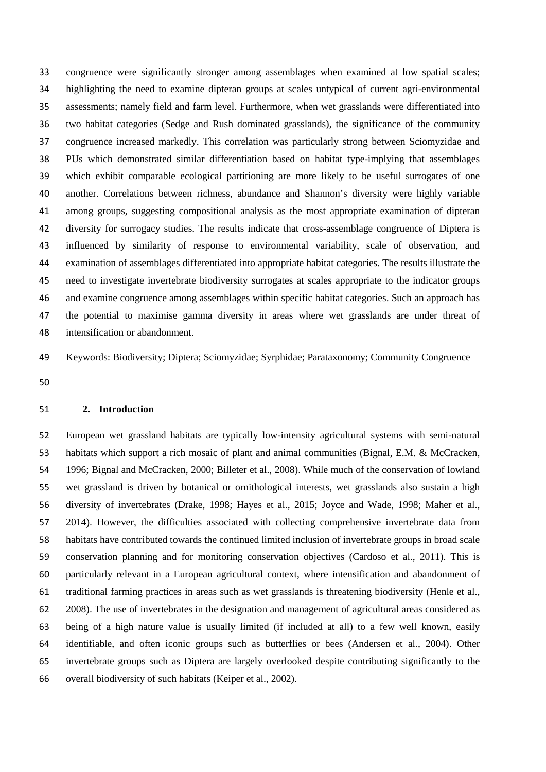congruence were significantly stronger among assemblages when examined at low spatial scales; highlighting the need to examine dipteran groups at scales untypical of current agri-environmental assessments; namely field and farm level. Furthermore, when wet grasslands were differentiated into two habitat categories (Sedge and Rush dominated grasslands), the significance of the community congruence increased markedly. This correlation was particularly strong between Sciomyzidae and PUs which demonstrated similar differentiation based on habitat type-implying that assemblages which exhibit comparable ecological partitioning are more likely to be useful surrogates of one another. Correlations between richness, abundance and Shannon's diversity were highly variable among groups, suggesting compositional analysis as the most appropriate examination of dipteran diversity for surrogacy studies. The results indicate that cross-assemblage congruence of Diptera is influenced by similarity of response to environmental variability, scale of observation, and examination of assemblages differentiated into appropriate habitat categories. The results illustrate the need to investigate invertebrate biodiversity surrogates at scales appropriate to the indicator groups and examine congruence among assemblages within specific habitat categories. Such an approach has the potential to maximise gamma diversity in areas where wet grasslands are under threat of intensification or abandonment.

Keywords: Biodiversity; Diptera; Sciomyzidae; Syrphidae; Parataxonomy; Community Congruence

## 2. Introduction

European wet grassland habitats are typically low-intensity agricultural systems with semi-natural habitats which support a rich mosaic of plant and animal communities (Bignal, E.M. & McCracken, 1996; Bignal and McCracken, 2000; Billeter et al., 2008). While much of the conservation of lowland wet grassland is driven by botanical or ornithological interests, wet grasslands also sustain a high diversity of invertebrates (Drake, 1998; Hayes et al., 2015; Joyce and Wade, 1998; Maher et al., 2014). However, the difficulties associated with collecting comprehensive invertebrate data from habitats have contributed towards the continued limited inclusion of invertebrate groups in broad scale conservation planning and for monitoring conservation objectives (Cardoso et al., 2011). This is particularly relevant in a European agricultural context, where intensification and abandonment of traditional farming practices in areas such as wet grasslands is threatening biodiversity (Henle et al., 2008). The use of invertebrates in the designation and management of agricultural areas considered as being of a high nature value is usually limited (if included at all) to a few well known, easily identifiable, and often iconic groups such as butterflies or bees (Andersen et al., 2004). Other invertebrate groups such as Diptera are largely overlooked despite contributing significantly to the overall biodiversity of such habitats (Keiper et al., 2002).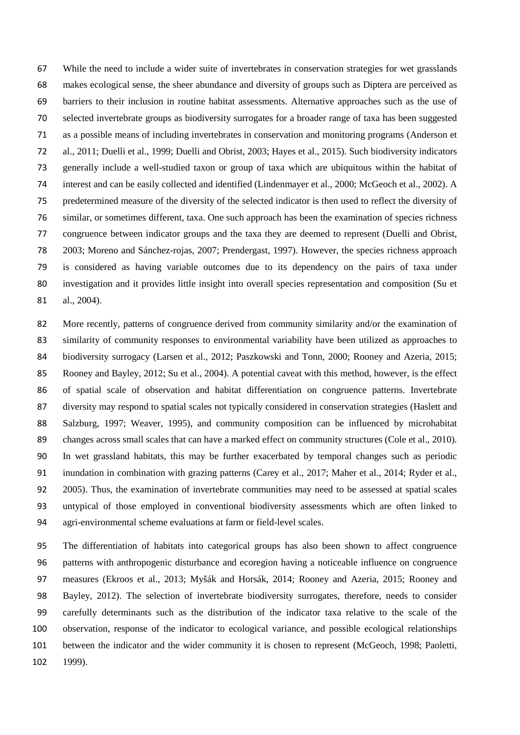While the need to include a wider suite of invertebrates in conservation strategies for wet grasslands makes ecological sense, the sheer abundance and diversity of groups such as Diptera are perceived as barriers to their inclusion in routine habitat assessments. Alternative approaches such as the use of selected invertebrate groups as biodiversity surrogates for a broader range of taxa has been suggested as a possible means of including invertebrates in conservation and monitoring programs (Anderson et al., 2011; Duelli et al., 1999; Duelli and Obrist, 2003; Hayes et al., 2015). Such biodiversity indicators generally include a well-studied taxon or group of taxa which are ubiquitous within the habitat of interest and can be easily collected and identified (Lindenmayer et al., 2000; McGeoch et al., 2002). A predetermined measure of the diversity of the selected indicator is then used to reflect the diversity of similar, or sometimes different, taxa. One such approach has been the examination of species richness congruence between indicator groups and the taxa they are deemed to represent (Duelli and Obrist, 2003; Moreno and Sánchez-rojas, 2007; Prendergast, 1997). However, the species richness approach is considered as having variable outcomes due to its dependency on the pairs of taxa under investigation and it provides little insight into overall species representation and composition (Su et al., 2004).

More recently, patterns of congruence derived from community similarity and/or the examination of similarity of community responses to environmental variability have been utilized as approaches to biodiversity surrogacy (Larsen et al., 2012; Paszkowski and Tonn, 2000; Rooney and Azeria, 2015; Rooney and Bayley, 2012; Su et al., 2004). A potential caveat with this method, however, is the effect of spatial scale of observation and habitat differentiation on congruence patterns. Invertebrate diversity may respond to spatial scales not typically considered in conservation strategies (Haslett and Salzburg, 1997; Weaver, 1995), and community composition can be influenced by microhabitat changes across small scales that can have a marked effect on community structures (Cole et al., 2010). In wet grassland habitats, this may be further exacerbated by temporal changes such as periodic inundation in combination with grazing patterns (Carey et al., 2017; Maher et al., 2014; Ryder et al., 2005). Thus, the examination of invertebrate communities may need to be assessed at spatial scales untypical of those employed in conventional biodiversity assessments which are often linked to agri-environmental scheme evaluations at farm or field-level scales.

The differentiation of habitats into categorical groups has also been shown to affect congruence patterns with anthropogenic disturbance and ecoregion having a noticeable influence on congruence measures (Ekroos et al., 2013; Myšák and Horsák, 2014; Rooney and Azeria, 2015; Rooney and Bayley, 2012). The selection of invertebrate biodiversity surrogates, therefore, needs to consider carefully determinants such as the distribution of the indicator taxa relative to the scale of the observation, response of the indicator to ecological variance, and possible ecological relationships between the indicator and the wider community it is chosen to represent (McGeoch, 1998; Paoletti, 1999).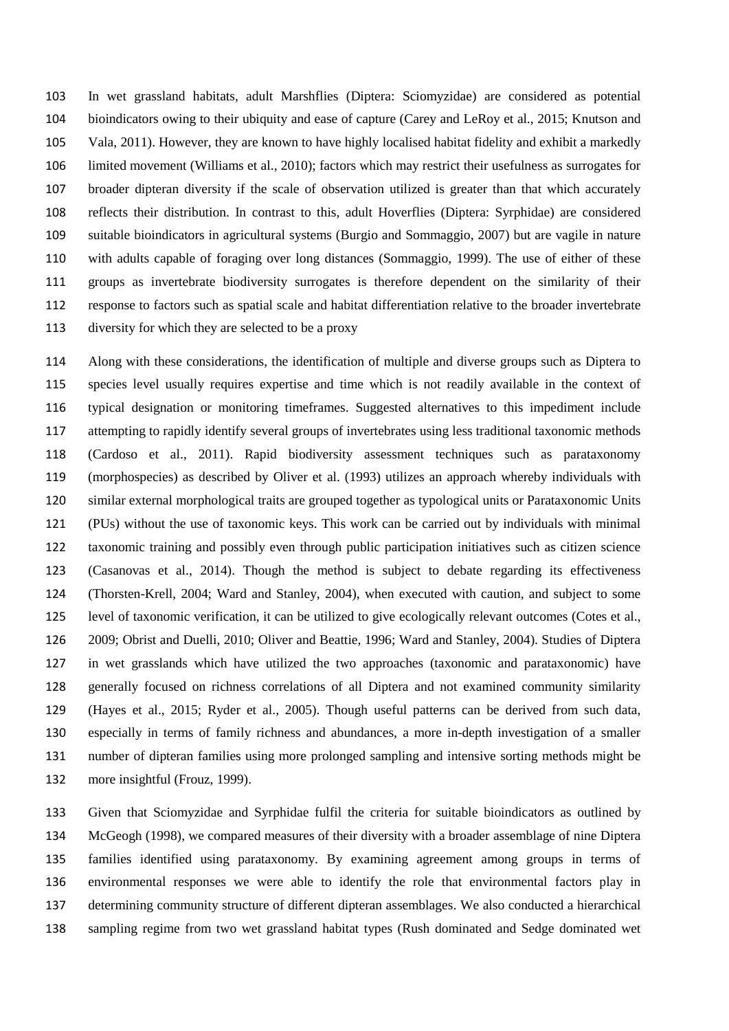In wet grassland habitats, adult Marshflies (Diptera: Sciomyzidae) are considered as potential bioindicators owing to their ubiquity and ease of capture (Carey and LeRoy et al., 2015; Knutson and Vala, 2011). However, they are known to have highly localised habitat fidelity and exhibit a markedly limited movement (Williams et al., 2010); factors which may restrict their usefulness as surrogates for broader dipteran diversity if the scale of observation utilized is greater than that which accurately reflects their distribution. In contrast to this, adult Hoverflies (Diptera: Syrphidae) are considered suitable bioindicators in agricultural systems (Burgio and Sommaggio, 2007) but are vagile in nature with adults capable of foraging over long distances (Sommaggio, 1999). The use of either of these groups as invertebrate biodiversity surrogates is therefore dependent on the similarity of their response to factors such as spatial scale and habitat differentiation relative to the broader invertebrate diversity for which they are selected to be a proxy

Along with these considerations, the identification of multiple and diverse groups such as Diptera to species level usually requires expertise and time which is not readily available in the context of typical designation or monitoring timeframes. Suggested alternatives to this impediment include attempting to rapidly identify several groups of invertebrates using less traditional taxonomic methods (Cardoso et al., 2011). Rapid biodiversity assessment techniques such as parataxonomy (morphospecies) as described by Oliver et al. (1993) utilizes an approach whereby individuals with similar external morphological traits are grouped together as typological units or Parataxonomic Units (PUs) without the use of taxonomic keys. This work can be carried out by individuals with minimal taxonomic training and possibly even through public participation initiatives such as citizen science (Casanovas et al., 2014). Though the method is subject to debate regarding its effectiveness (Thorsten-Krell, 2004; Ward and Stanley, 2004), when executed with caution, and subject to some level of taxonomic verification, it can be utilized to give ecologically relevant outcomes (Cotes et al., 2009; Obrist and Duelli, 2010; Oliver and Beattie, 1996; Ward and Stanley, 2004). Studies of Diptera in wet grasslands which have utilized the two approaches (taxonomic and parataxonomic) have generally focused on richness correlations of all Diptera and not examined community similarity (Hayes et al., 2015; Ryder et al., 2005). Though useful patterns can be derived from such data, especially in terms of family richness and abundances, a more in-depth investigation of a smaller number of dipteran families using more prolonged sampling and intensive sorting methods might be more insightful (Frouz, 1999).

Given that Sciomyzidae and Syrphidae fulfil the criteria for suitable bioindicators as outlined by McGeogh (1998), we compared measures of their diversity with a broader assemblage of nine Diptera families identified using parataxonomy. By examining agreement among groups in terms of environmental responses we were able to identify the role that environmental factors play in determining community structure of different dipteran assemblages. We also conducted a hierarchical sampling regime from two wet grassland habitat types (Rush dominated and Sedge dominated wet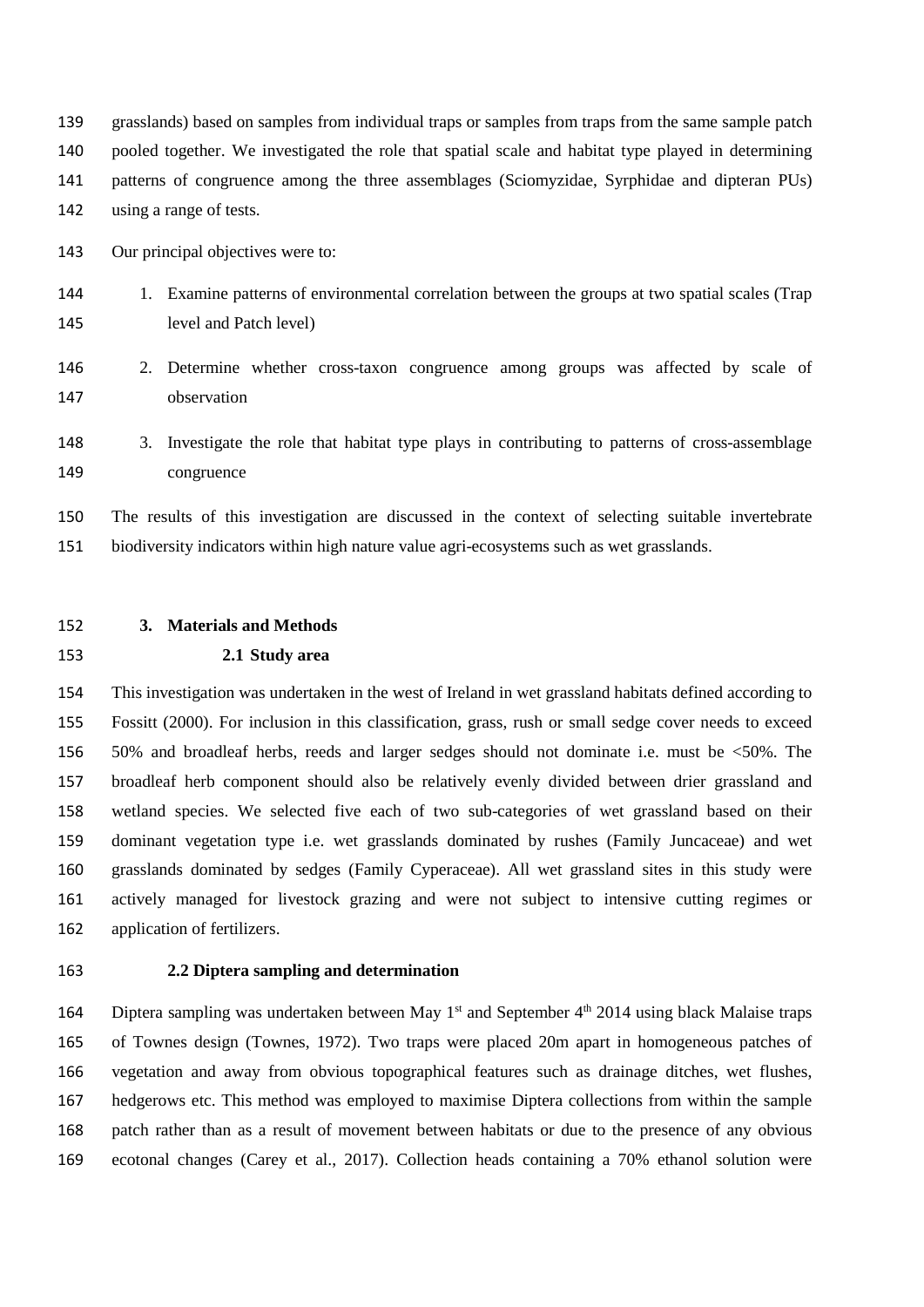grasslands) based on samples from individual traps or samples from traps from the same sample patch pooled together. We investigated the role that spatial scale and habitat type played in determining patterns of congruence among the three assemblages (Sciomyzidae, Syrphidae and dipteran PUs) using a range of tests.

Our principal objectives were to:

1. Examine patterns of environmental correlation between the groups at two spatial scales (Trap level and Patch level)
2. Determine whether cross-taxon congruence among groups was affected by scale of observation
3. Investigate the role that habitat type plays in contributing to patterns of cross-assemblage congruence

The results of this investigation are discussed in the context of selecting suitable invertebrate biodiversity indicators within high nature value agri-ecosystems such as wet grasslands.

## 3. Materials and Methods

### 2.1 Study area

This investigation was undertaken in the west of Ireland in wet grassland habitats defined according to Fossitt (2000). For inclusion in this classification, grass, rush or small sedge cover needs to exceed 50% and broadleaf herbs, reeds and larger sedges should not dominate i.e. must be <50%. The broadleaf herb component should also be relatively evenly divided between drier grassland and wetland species. We selected five each of two sub-categories of wet grassland based on their dominant vegetation type i.e. wet grasslands dominated by rushes (Family Juncaceae) and wet grasslands dominated by sedges (Family Cyperaceae). All wet grassland sites in this study were actively managed for livestock grazing and were not subject to intensive cutting regimes or application of fertilizers.

### 2.2 Diptera sampling and determination

Diptera sampling was undertaken between May 1st and September 4th 2014 using black Malaise traps of Townes design (Townes, 1972). Two traps were placed 20m apart in homogeneous patches of vegetation and away from obvious topographical features such as drainage ditches, wet flushes, hedgerows etc. This method was employed to maximise Diptera collections from within the sample patch rather than as a result of movement between habitats or due to the presence of any obvious ecotonal changes (Carey et al., 2017). Collection heads containing a 70% ethanol solution were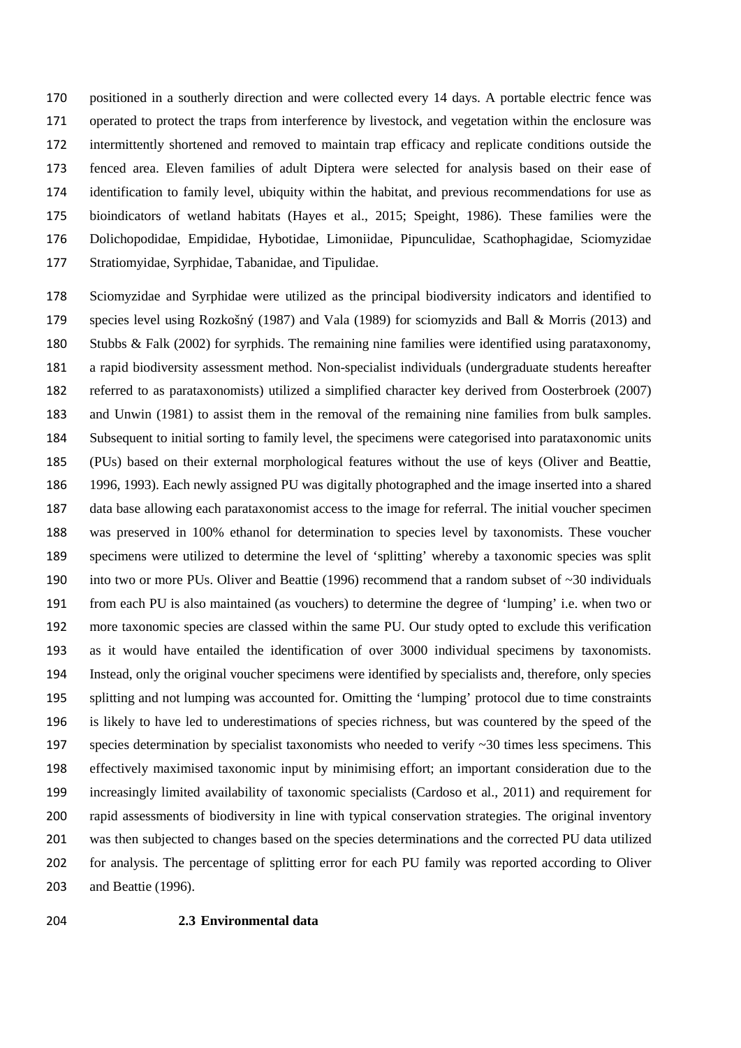positioned in a southerly direction and were collected every 14 days. A portable electric fence was operated to protect the traps from interference by livestock, and vegetation within the enclosure was intermittently shortened and removed to maintain trap efficacy and replicate conditions outside the fenced area. Eleven families of adult Diptera were selected for analysis based on their ease of identification to family level, ubiquity within the habitat, and previous recommendations for use as bioindicators of wetland habitats (Hayes et al., 2015; Speight, 1986). These families were the Dolichopodidae, Empididae, Hybotidae, Limoniidae, Pipunculidae, Scathophagidae, Sciomyzidae Stratiomyidae, Syrphidae, Tabanidae, and Tipulidae.

Sciomyzidae and Syrphidae were utilized as the principal biodiversity indicators and identified to species level using Rozkošný (1987) and Vala (1989) for sciomyzids and Ball & Morris (2013) and Stubbs & Falk (2002) for syrphids. The remaining nine families were identified using parataxonomy, a rapid biodiversity assessment method. Non-specialist individuals (undergraduate students hereafter referred to as parataxonomists) utilized a simplified character key derived from Oosterbroek (2007) and Unwin (1981) to assist them in the removal of the remaining nine families from bulk samples. Subsequent to initial sorting to family level, the specimens were categorised into parataxonomic units (PUs) based on their external morphological features without the use of keys (Oliver and Beattie, 1996, 1993). Each newly assigned PU was digitally photographed and the image inserted into a shared data base allowing each parataxonomist access to the image for referral. The initial voucher specimen was preserved in 100% ethanol for determination to species level by taxonomists. These voucher specimens were utilized to determine the level of 'splitting' whereby a taxonomic species was split into two or more PUs. Oliver and Beattie (1996) recommend that a random subset of ~30 individuals from each PU is also maintained (as vouchers) to determine the degree of 'lumping' i.e. when two or more taxonomic species are classed within the same PU. Our study opted to exclude this verification as it would have entailed the identification of over 3000 individual specimens by taxonomists. Instead, only the original voucher specimens were identified by specialists and, therefore, only species splitting and not lumping was accounted for. Omitting the 'lumping' protocol due to time constraints is likely to have led to underestimations of species richness, but was countered by the speed of the species determination by specialist taxonomists who needed to verify ~30 times less specimens. This effectively maximised taxonomic input by minimising effort; an important consideration due to the increasingly limited availability of taxonomic specialists (Cardoso et al., 2011) and requirement for rapid assessments of biodiversity in line with typical conservation strategies. The original inventory was then subjected to changes based on the species determinations and the corrected PU data utilized for analysis. The percentage of splitting error for each PU family was reported according to Oliver and Beattie (1996).

### 2.3 Environmental data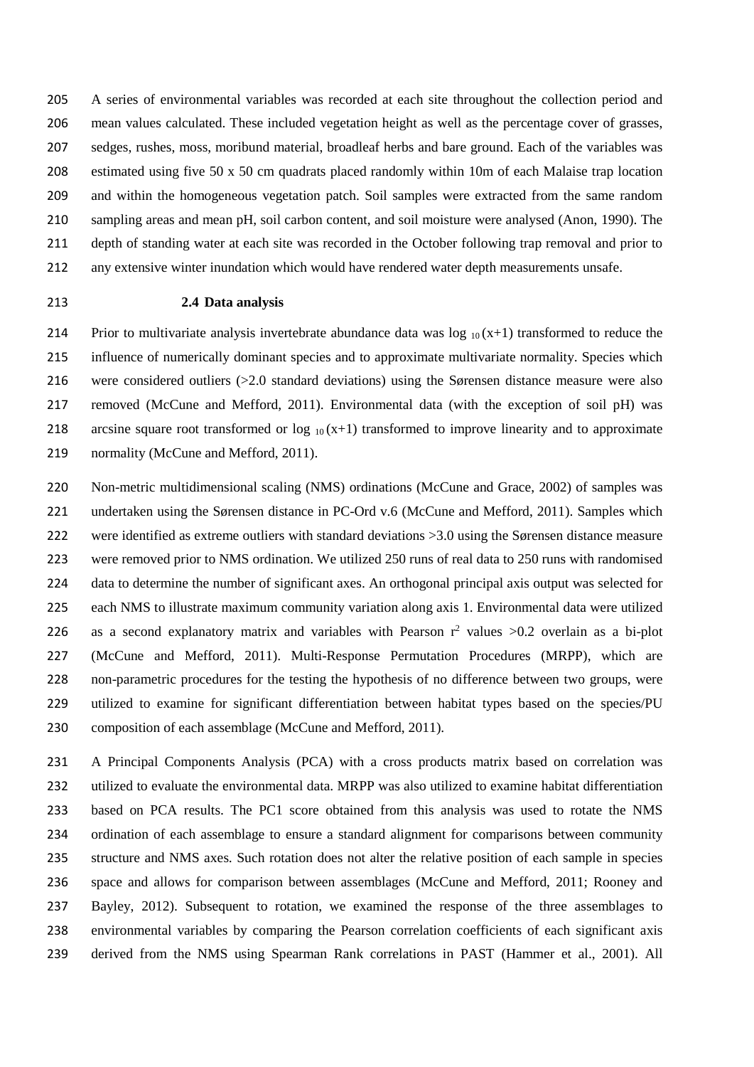A series of environmental variables was recorded at each site throughout the collection period and mean values calculated. These included vegetation height as well as the percentage cover of grasses, sedges, rushes, moss, moribund material, broadleaf herbs and bare ground. Each of the variables was estimated using five 50 x 50 cm quadrats placed randomly within 10m of each Malaise trap location and within the homogeneous vegetation patch. Soil samples were extracted from the same random sampling areas and mean pH, soil carbon content, and soil moisture were analysed (Anon, 1990). The depth of standing water at each site was recorded in the October following trap removal and prior to any extensive winter inundation which would have rendered water depth measurements unsafe.

### 2.4 Data analysis

Prior to multivariate analysis invertebrate abundance data was $\log_{10}(x+1)$ transformed to reduce the influence of numerically dominant species and to approximate multivariate normality. Species which were considered outliers (>2.0 standard deviations) using the Sørensen distance measure were also removed (McCune and Mefford, 2011). Environmental data (with the exception of soil pH) was arcsine square root transformed or $\log_{10}(x+1)$ transformed to improve linearity and to approximate normality (McCune and Mefford, 2011).

Non-metric multidimensional scaling (NMS) ordinations (McCune and Grace, 2002) of samples was undertaken using the Sørensen distance in PC-Ord v.6 (McCune and Mefford, 2011). Samples which were identified as extreme outliers with standard deviations >3.0 using the Sørensen distance measure were removed prior to NMS ordination. We utilized 250 runs of real data to 250 runs with randomised data to determine the number of significant axes. An orthogonal principal axis output was selected for each NMS to illustrate maximum community variation along axis 1. Environmental data were utilized as a second explanatory matrix and variables with Pearson $r^2$ values >0.2 overlain as a bi-plot (McCune and Mefford, 2011). Multi-Response Permutation Procedures (MRPP), which are non-parametric procedures for the testing the hypothesis of no difference between two groups, were utilized to examine for significant differentiation between habitat types based on the species/PU composition of each assemblage (McCune and Mefford, 2011).

A Principal Components Analysis (PCA) with a cross products matrix based on correlation was utilized to evaluate the environmental data. MRPP was also utilized to examine habitat differentiation based on PCA results. The PC1 score obtained from this analysis was used to rotate the NMS ordination of each assemblage to ensure a standard alignment for comparisons between community structure and NMS axes. Such rotation does not alter the relative position of each sample in species space and allows for comparison between assemblages (McCune and Mefford, 2011; Rooney and Bayley, 2012). Subsequent to rotation, we examined the response of the three assemblages to environmental variables by comparing the Pearson correlation coefficients of each significant axis derived from the NMS using Spearman Rank correlations in PAST (Hammer et al., 2001). All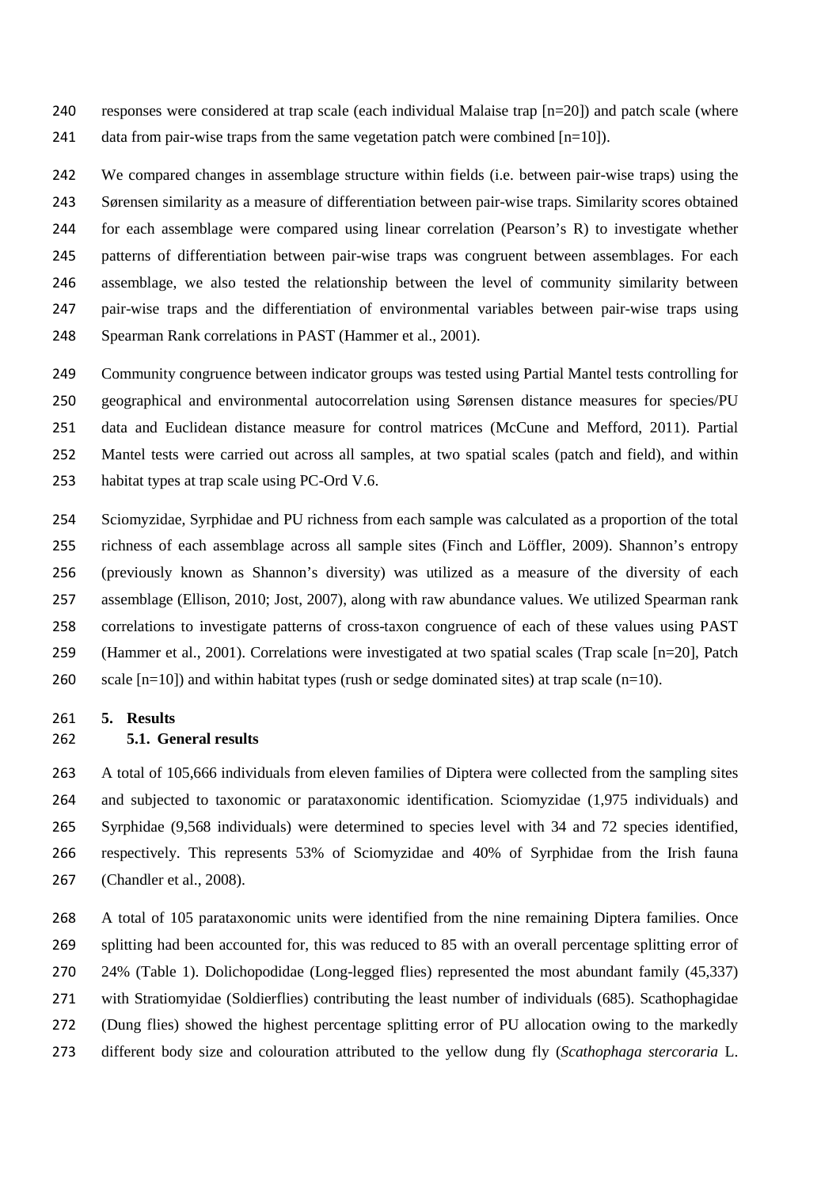responses were considered at trap scale (each individual Malaise trap [n=20]) and patch scale (where data from pair-wise traps from the same vegetation patch were combined [n=10]).

We compared changes in assemblage structure within fields (i.e. between pair-wise traps) using the Sørensen similarity as a measure of differentiation between pair-wise traps. Similarity scores obtained for each assemblage were compared using linear correlation (Pearson's R) to investigate whether patterns of differentiation between pair-wise traps was congruent between assemblages. For each assemblage, we also tested the relationship between the level of community similarity between pair-wise traps and the differentiation of environmental variables between pair-wise traps using Spearman Rank correlations in PAST (Hammer et al., 2001).

Community congruence between indicator groups was tested using Partial Mantel tests controlling for geographical and environmental autocorrelation using Sørensen distance measures for species/PU data and Euclidean distance measure for control matrices (McCune and Mefford, 2011). Partial Mantel tests were carried out across all samples, at two spatial scales (patch and field), and within habitat types at trap scale using PC-Ord V.6.

Sciomyzidae, Syrphidae and PU richness from each sample was calculated as a proportion of the total richness of each assemblage across all sample sites (Finch and Löffler, 2009). Shannon's entropy (previously known as Shannon's diversity) was utilized as a measure of the diversity of each assemblage (Ellison, 2010; Jost, 2007), along with raw abundance values. We utilized Spearman rank correlations to investigate patterns of cross-taxon congruence of each of these values using PAST (Hammer et al., 2001). Correlations were investigated at two spatial scales (Trap scale [n=20], Patch scale [n=10]) and within habitat types (rush or sedge dominated sites) at trap scale (n=10).

# 5. Results

## 5.1. General results

A total of 105,666 individuals from eleven families of Diptera were collected from the sampling sites and subjected to taxonomic or parataxonomic identification. Sciomyzidae (1,975 individuals) and Syrphidae (9,568 individuals) were determined to species level with 34 and 72 species identified, respectively. This represents 53% of Sciomyzidae and 40% of Syrphidae from the Irish fauna (Chandler et al., 2008).

A total of 105 parataxonomic units were identified from the nine remaining Diptera families. Once splitting had been accounted for, this was reduced to 85 with an overall percentage splitting error of 24% (Table 1). Dolichopodidae (Long-legged flies) represented the most abundant family (45,337) with Stratiomyidae (Soldierflies) contributing the least number of individuals (685). Scathophagidae (Dung flies) showed the highest percentage splitting error of PU allocation owing to the markedly different body size and colouration attributed to the yellow dung fly (*Scathophaga stercoraria* L.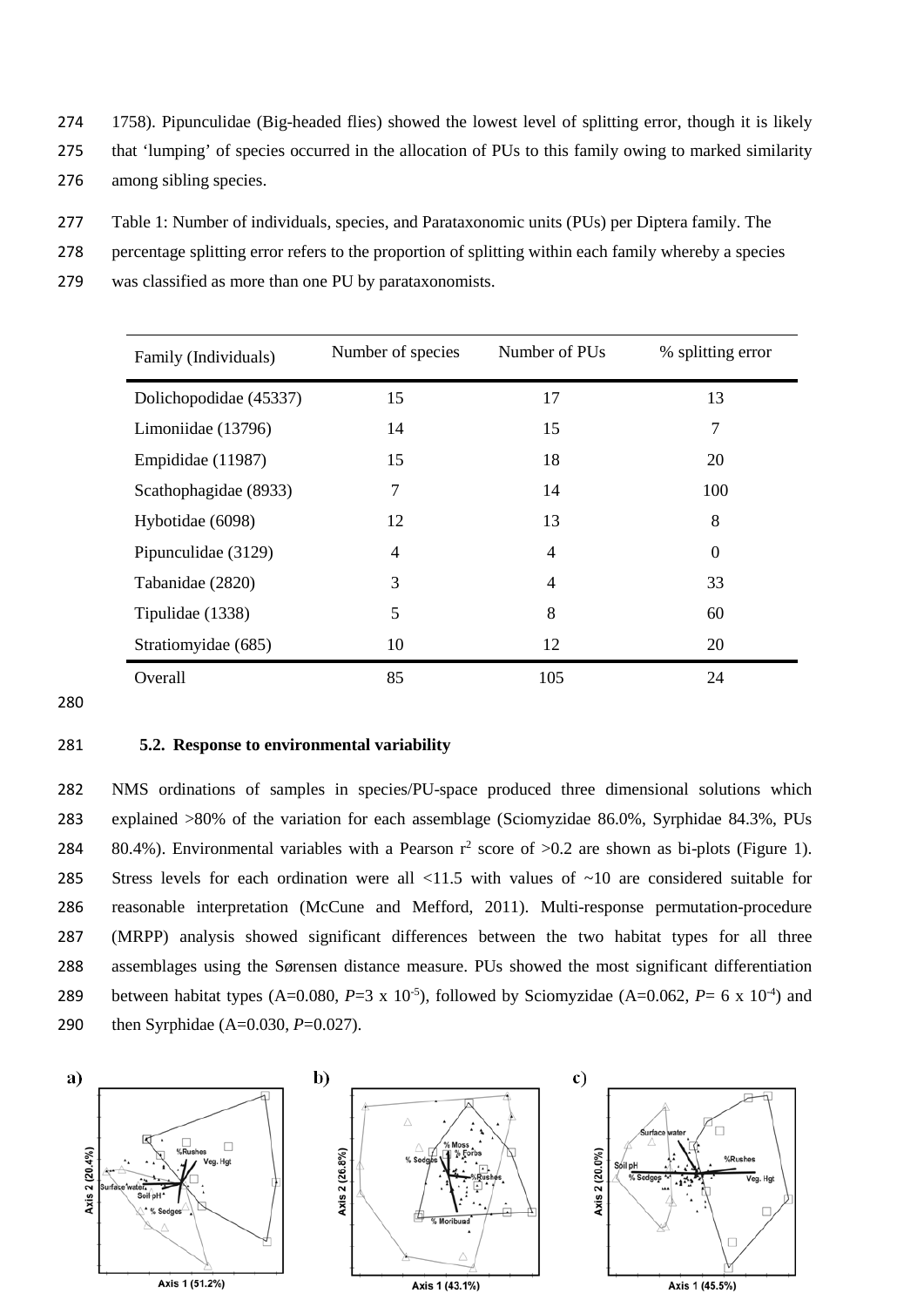1758). Pipunculidae (Big-headed flies) showed the lowest level of splitting error, though it is likely that 'lumping' of species occurred in the allocation of PUs to this family owing to marked similarity among sibling species.

Table 1: Number of individuals, species, and Parataxonomic units (PUs) per Diptera family. The percentage splitting error refers to the proportion of splitting within each family whereby a species was classified as more than one PU by parataxonomists.

| Family (Individuals) | Number of species | Number of PUs | % splitting error |
|---|---|---|---|
| Dolichopodidae (45337) | 15 | 17 | 13 |
| Limoniidae (13796) | 14 | 15 | 7 |
| Empididae (11987) | 15 | 18 | 20 |
| Scathophagidae (8933) | 7 | 14 | 100 |
| Hybotidae (6098) | 12 | 13 | 8 |
| Pipunculidae (3129) | 4 | 4 | 0 |
| Tabanidae (2820) | 3 | 4 | 33 |
| Tipulidae (1338) | 5 | 8 | 60 |
| Stratiomyidae (685) | 10 | 12 | 20 |
| Overall | 85 | 105 | 24 |

### 5.2. Response to environmental variability

NMS ordinations of samples in species/PU-space produced three dimensional solutions which explained >80% of the variation for each assemblage (Sciomyzidae 86.0%, Syrphidae 84.3%, PUs 80.4%). Environmental variables with a Pearson $r^2$ score of >0.2 are shown as bi-plots (Figure 1). Stress levels for each ordination were all <11.5 with values of ~10 are considered suitable for reasonable interpretation (McCune and Mefford, 2011). Multi-response permutation-procedure (MRPP) analysis showed significant differences between the two habitat types for all three assemblages using the Sørensen distance measure. PUs showed the most significant differentiation between habitat types (A=0.080, $P$=3 x $10^{-5}$), followed by Sciomyzidae (A=0.062, $P$= 6 x $10^{-4}$) and then Syrphidae (A=0.030, $P$=0.027).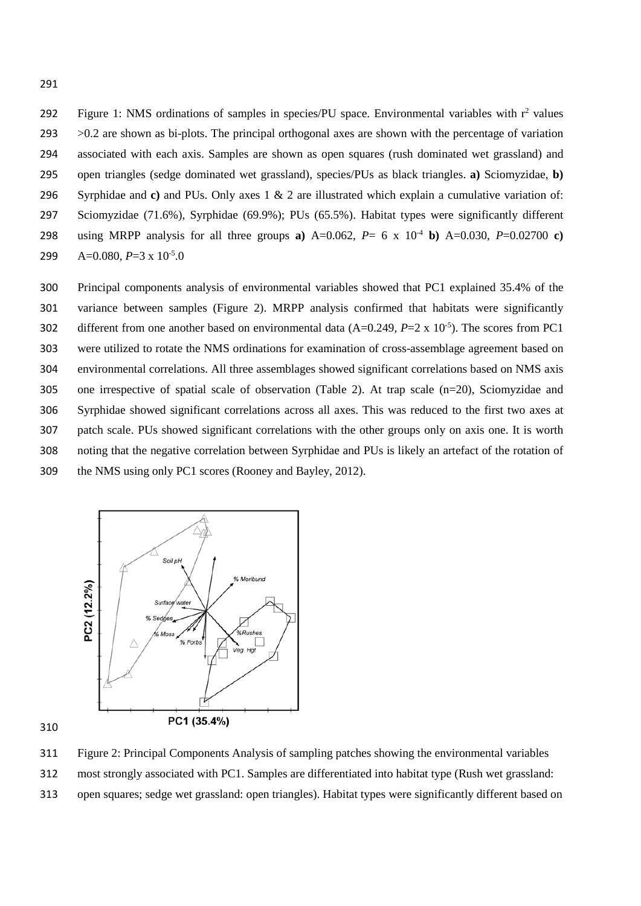Figure 1: NMS ordinations of samples in species/PU space. Environmental variables with $r^2$ values >0.2 are shown as bi-plots. The principal orthogonal axes are shown with the percentage of variation associated with each axis. Samples are shown as open squares (rush dominated wet grassland) and open triangles (sedge dominated wet grassland), species/PUs as black triangles. **a)** Sciomyzidae, **b)** Syrphidae and **c)** and PUs. Only axes 1 & 2 are illustrated which explain a cumulative variation of: Sciomyzidae (71.6%), Syrphidae (69.9%); PUs (65.5%). Habitat types were significantly different using MRPP analysis for all three groups **a)** A=0.062, $P = 6 \times 10^{-4}$ **b)** A=0.030, $P$=0.02700 **c)** A=0.080, $P = 3 \times 10^{-5}$.0

Principal components analysis of environmental variables showed that PC1 explained 35.4% of the variance between samples (Figure 2). MRPP analysis confirmed that habitats were significantly different from one another based on environmental data (A=0.249, $P = 2 \times 10^{-5}$). The scores from PC1 were utilized to rotate the NMS ordinations for examination of cross-assemblage agreement based on environmental correlations. All three assemblages showed significant correlations based on NMS axis one irrespective of spatial scale of observation (Table 2). At trap scale (n=20), Sciomyzidae and Syrphidae showed significant correlations across all axes. This was reduced to the first two axes at patch scale. PUs showed significant correlations with the other groups only on axis one. It is worth noting that the negative correlation between Syrphidae and PUs is likely an artefact of the rotation of the NMS using only PC1 scores (Rooney and Bayley, 2012).

Figure 2: Principal Components Analysis of sampling patches showing the environmental variables most strongly associated with PC1. Samples are differentiated into habitat type (Rush wet grassland: open squares; sedge wet grassland: open triangles). Habitat types were significantly different based on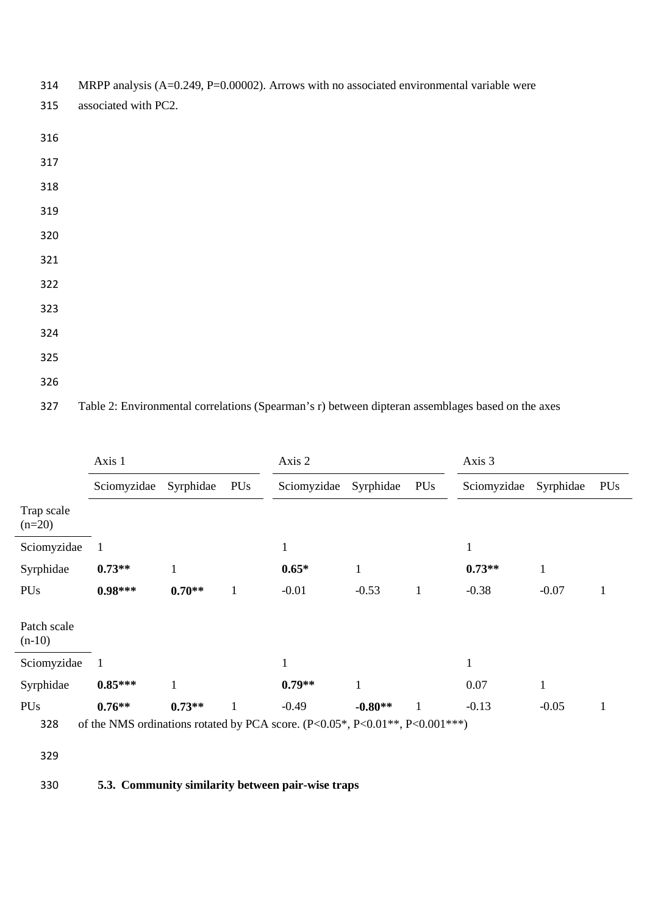MRPP analysis (A=0.249, P=0.00002). Arrows with no associated environmental variable were associated with PC2.

Table 2: Environmental correlations (Spearman's r) between dipteran assemblages based on the axes of the NMS ordinations rotated by PCA score. (P<0.05*, P<0.01**, P<0.001***)

| | Axis 1 | | | Axis 2 | | | Axis 3 | | |
|---|---|---|---|---|---|---|---|---|---|
| | Sciomyzidae | Syrphidae | PUs | Sciomyzidae | Syrphidae | PUs | Sciomyzidae | Syrphidae | PUs |
| Trap scale (n=20) | | | | | | | | | |
| Sciomyzidae | 1 | | | 1 | | | 1 | | |
| Syrphidae | **0.73\*\*** | 1 | | **0.65\*** | 1 | | **0.73\*\*** | 1 | |
| PUs | **0.98\*\*\*** | **0.70\*\*** | 1 | -0.01 | -0.53 | 1 | -0.38 | -0.07 | 1 |
| Patch scale (n-10) | | | | | | | | | |
| Sciomyzidae | 1 | | | 1 | | | 1 | | |
| Syrphidae | **0.85\*\*\*** | 1 | | **0.79\*\*** | 1 | | 0.07 | 1 | |
| PUs | **0.76\*\*** | **0.73\*\*** | 1 | -0.49 | **-0.80\*\*** | 1 | -0.13 | -0.05 | 1 |

### 5.3. Community similarity between pair-wise traps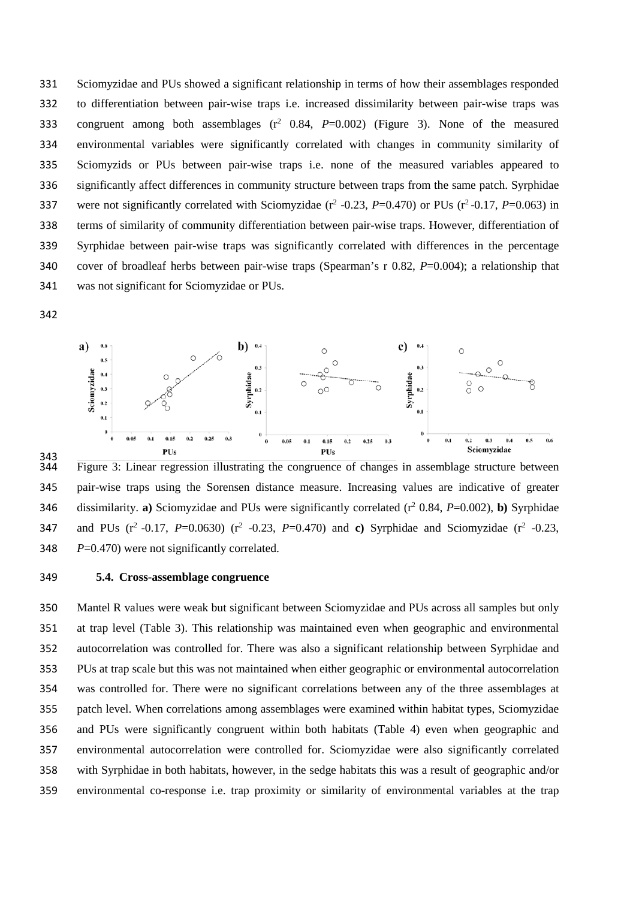Sciomyzidae and PUs showed a significant relationship in terms of how their assemblages responded to differentiation between pair-wise traps i.e. increased dissimilarity between pair-wise traps was congruent among both assemblages ($r^2$ 0.84, $P$=0.002) (Figure 3). None of the measured environmental variables were significantly correlated with changes in community similarity of Sciomyzids or PUs between pair-wise traps i.e. none of the measured variables appeared to significantly affect differences in community structure between traps from the same patch. Syrphidae were not significantly correlated with Sciomyzidae ($r^2$ -0.23, $P$=0.470) or PUs ($r^2$ -0.17, $P$=0.063) in terms of similarity of community differentiation between pair-wise traps. However, differentiation of Syrphidae between pair-wise traps was significantly correlated with differences in the percentage cover of broadleaf herbs between pair-wise traps (Spearman's r 0.82, $P$=0.004); a relationship that was not significant for Sciomyzidae or PUs.

Figure 3: Linear regression illustrating the congruence of changes in assemblage structure between pair-wise traps using the Sorensen distance measure. Increasing values are indicative of greater dissimilarity. **a)** Sciomyzidae and PUs were significantly correlated ($r^2$ 0.84, $P$=0.002), **b)** Syrphidae and PUs ($r^2$ -0.17, $P$=0.0630) ($r^2$ -0.23, $P$=0.470) and **c)** Syrphidae and Sciomyzidae ($r^2$ -0.23, $P$=0.470) were not significantly correlated.

### 5.4. Cross-assemblage congruence

Mantel R values were weak but significant between Sciomyzidae and PUs across all samples but only at trap level (Table 3). This relationship was maintained even when geographic and environmental autocorrelation was controlled for. There was also a significant relationship between Syrphidae and PUs at trap scale but this was not maintained when either geographic or environmental autocorrelation was controlled for. There were no significant correlations between any of the three assemblages at patch level. When correlations among assemblages were examined within habitat types, Sciomyzidae and PUs were significantly congruent within both habitats (Table 4) even when geographic and environmental autocorrelation were controlled for. Sciomyzidae were also significantly correlated with Syrphidae in both habitats, however, in the sedge habitats this was a result of geographic and/or environmental co-response i.e. trap proximity or similarity of environmental variables at the trap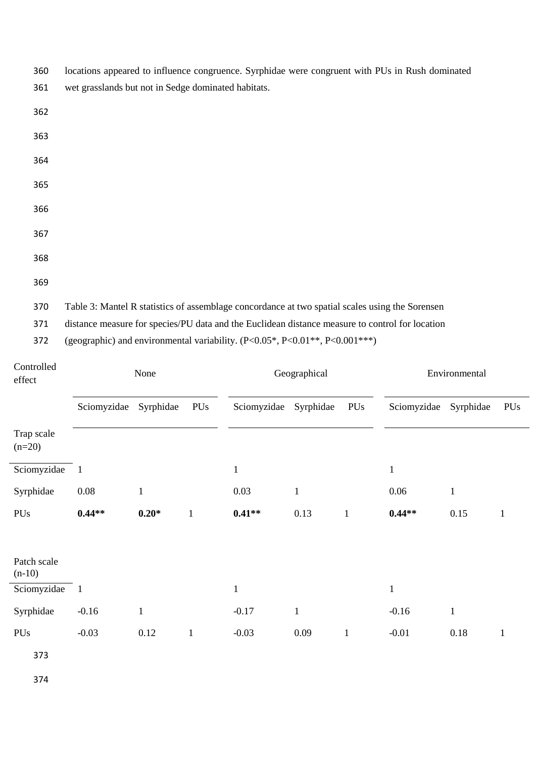locations appeared to influence congruence. Syrphidae were congruent with PUs in Rush dominated wet grasslands but not in Sedge dominated habitats.

Table 3: Mantel R statistics of assemblage concordance at two spatial scales using the Sorensen distance measure for species/PU data and the Euclidean distance measure to control for location (geographic) and environmental variability. (P<0.05*, P<0.01**, P<0.001***)

| Controlled effect | None | | | Geographical | | | Environmental | | |
|---|---|---|---|---|---|---|---|---|---|
| | Sciomyzidae | Syrphidae | PUs | Sciomyzidae | Syrphidae | PUs | Sciomyzidae | Syrphidae | PUs |
| Trap scale (n=20) | | | | | | | | | |
| Sciomyzidae | 1 | | | 1 | | | 1 | | |
| Syrphidae | 0.08 | 1 | | 0.03 | 1 | | 0.06 | 1 | |
| PUs | **0.44**** | **0.20*** | 1 | **0.41**** | 0.13 | 1 | **0.44**** | 0.15 | 1 |
| Patch scale (n-10) | | | | | | | | | |
| Sciomyzidae | 1 | | | 1 | | | 1 | | |
| Syrphidae | -0.16 | 1 | | -0.17 | 1 | | -0.16 | 1 | |
| PUs | -0.03 | 0.12 | 1 | -0.03 | 0.09 | 1 | -0.01 | 0.18 | 1 |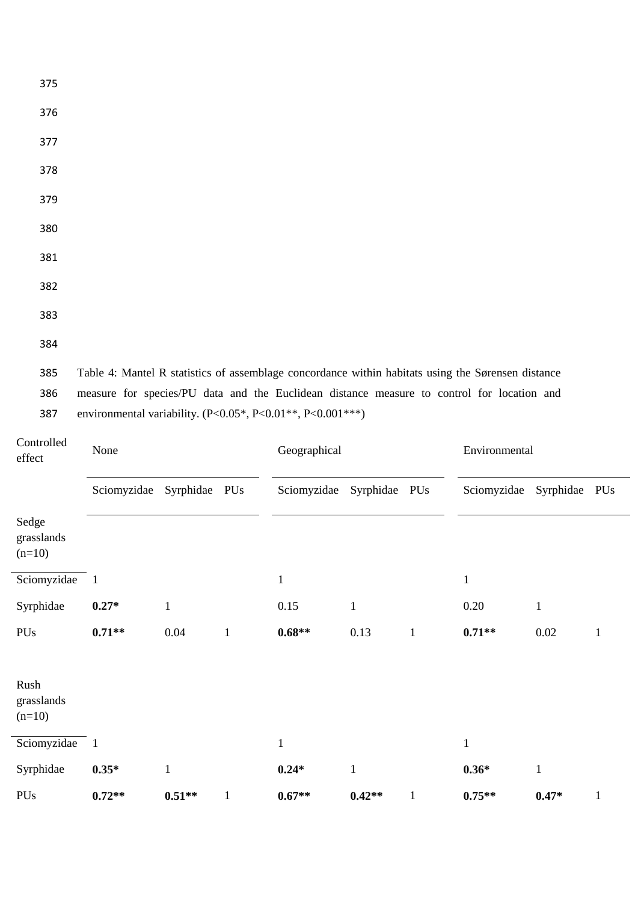Table 4: Mantel R statistics of assemblage concordance within habitats using the Sørensen distance measure for species/PU data and the Euclidean distance measure to control for location and environmental variability. (P<0.05*, P<0.01**, P<0.001***)

| Controlled effect | None | | | Geographical | | | Environmental | | |
|---|---|---|---|---|---|---|---|---|---|
| | Sciomyzidae | Syrphidae | PUs | Sciomyzidae | Syrphidae | PUs | Sciomyzidae | Syrphidae | PUs |
| Sedge grasslands (n=10) | | | | | | | | | |
| Sciomyzidae | 1 | | | 1 | | | 1 | | |
| Syrphidae | **0.27*** | 1 | | 0.15 | 1 | | 0.20 | 1 | |
| PUs | **0.71**** | 0.04 | 1 | **0.68**** | 0.13 | 1 | **0.71**** | 0.02 | 1 |
| Rush grasslands (n=10) | | | | | | | | | |
| Sciomyzidae | 1 | | | 1 | | | 1 | | |
| Syrphidae | **0.35*** | 1 | | **0.24*** | 1 | | **0.36*** | 1 | |
| PUs | **0.72**** | **0.51**** | 1 | **0.67**** | **0.42**** | 1 | **0.75**** | **0.47*** | 1 |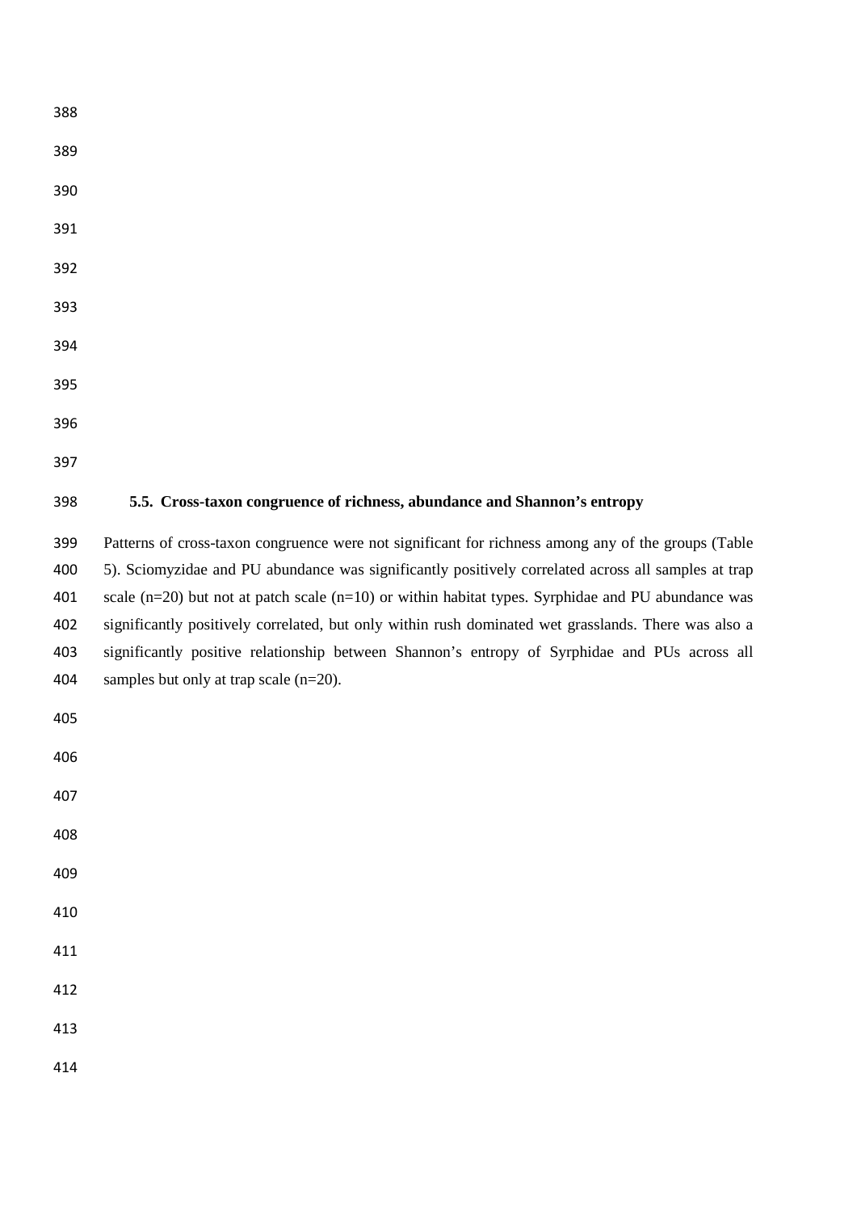### 5.5. Cross-taxon congruence of richness, abundance and Shannon's entropy

Patterns of cross-taxon congruence were not significant for richness among any of the groups (Table 5). Sciomyzidae and PU abundance was significantly positively correlated across all samples at trap scale (n=20) but not at patch scale (n=10) or within habitat types. Syrphidae and PU abundance was significantly positively correlated, but only within rush dominated wet grasslands. There was also a significantly positive relationship between Shannon's entropy of Syrphidae and PUs across all samples but only at trap scale (n=20).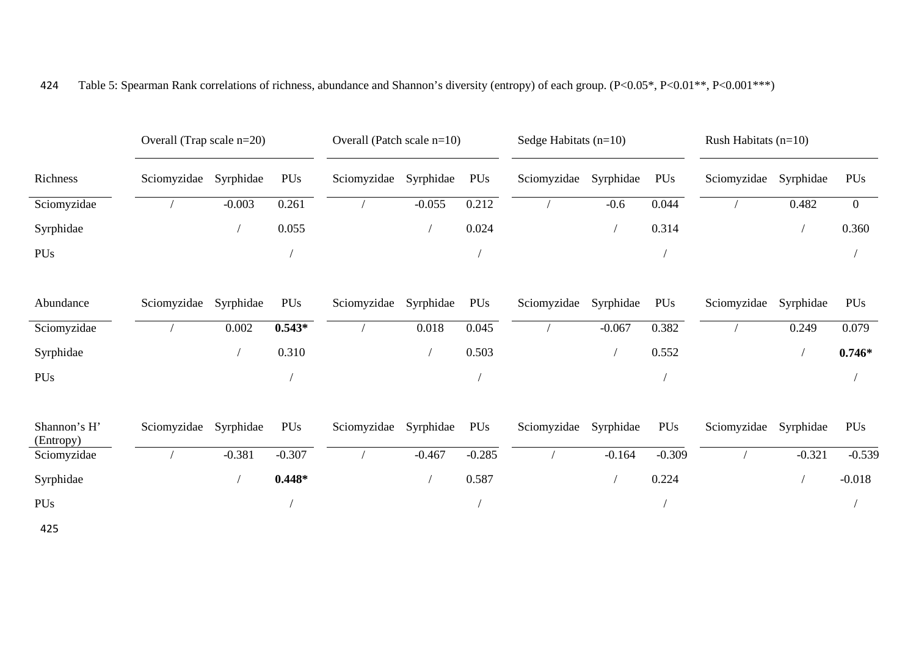Table 5: Spearman Rank correlations of richness, abundance and Shannon's diversity (entropy) of each group. (P<0.05*, P<0.01**, P<0.001***)

| | Overall (Trap scale n=20) | | | Overall (Patch scale n=10) | | | Sedge Habitats (n=10) | | | Rush Habitats (n=10) | | |
|---|---|---|---|---|---|---|---|---|---|---|---|---|
| Richness | Sciomyzidae | Syrphidae | PUs | Sciomyzidae | Syrphidae | PUs | Sciomyzidae | Syrphidae | PUs | Sciomyzidae | Syrphidae | PUs |
| Sciomyzidae | / | -0.003 | 0.261 | / | -0.055 | 0.212 | / | -0.6 | 0.044 | / | 0.482 | 0 |
| Syrphidae | | / | 0.055 | | / | 0.024 | | / | 0.314 | | / | 0.360 |
| PUs | | | / | | | / | | | / | | | / |
| Abundance | Sciomyzidae | Syrphidae | PUs | Sciomyzidae | Syrphidae | PUs | Sciomyzidae | Syrphidae | PUs | Sciomyzidae | Syrphidae | PUs |
| Sciomyzidae | / | 0.002 | **0.543*** | / | 0.018 | 0.045 | / | -0.067 | 0.382 | / | 0.249 | 0.079 |
| Syrphidae | | / | 0.310 | | / | 0.503 | | / | 0.552 | | / | **0.746*** |
| PUs | | | / | | | / | | | / | | | / |
| Shannon's H' (Entropy) | Sciomyzidae | Syrphidae | PUs | Sciomyzidae | Syrphidae | PUs | Sciomyzidae | Syrphidae | PUs | Sciomyzidae | Syrphidae | PUs |
| Sciomyzidae | / | -0.381 | -0.307 | / | -0.467 | -0.285 | / | -0.164 | -0.309 | / | -0.321 | -0.539 |
| Syrphidae | | / | **0.448*** | | / | 0.587 | | / | 0.224 | | / | -0.018 |
| PUs | | | / | | | / | | | / | | | / |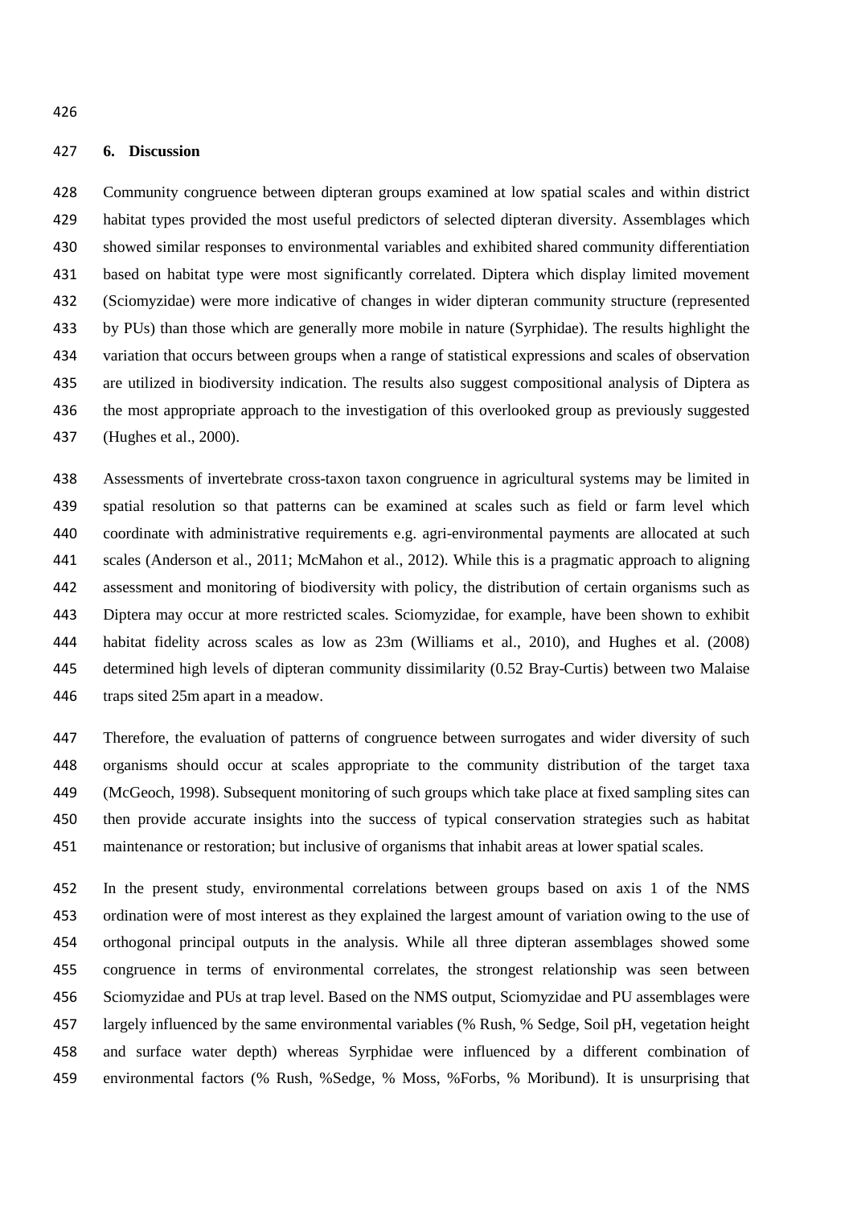## 6. Discussion

Community congruence between dipteran groups examined at low spatial scales and within district habitat types provided the most useful predictors of selected dipteran diversity. Assemblages which showed similar responses to environmental variables and exhibited shared community differentiation based on habitat type were most significantly correlated. Diptera which display limited movement (Sciomyzidae) were more indicative of changes in wider dipteran community structure (represented by PUs) than those which are generally more mobile in nature (Syrphidae). The results highlight the variation that occurs between groups when a range of statistical expressions and scales of observation are utilized in biodiversity indication. The results also suggest compositional analysis of Diptera as the most appropriate approach to the investigation of this overlooked group as previously suggested (Hughes et al., 2000).

Assessments of invertebrate cross-taxon taxon congruence in agricultural systems may be limited in spatial resolution so that patterns can be examined at scales such as field or farm level which coordinate with administrative requirements e.g. agri-environmental payments are allocated at such scales (Anderson et al., 2011; McMahon et al., 2012). While this is a pragmatic approach to aligning assessment and monitoring of biodiversity with policy, the distribution of certain organisms such as Diptera may occur at more restricted scales. Sciomyzidae, for example, have been shown to exhibit habitat fidelity across scales as low as 23m (Williams et al., 2010), and Hughes et al. (2008) determined high levels of dipteran community dissimilarity (0.52 Bray-Curtis) between two Malaise traps sited 25m apart in a meadow.

Therefore, the evaluation of patterns of congruence between surrogates and wider diversity of such organisms should occur at scales appropriate to the community distribution of the target taxa (McGeoch, 1998). Subsequent monitoring of such groups which take place at fixed sampling sites can then provide accurate insights into the success of typical conservation strategies such as habitat maintenance or restoration; but inclusive of organisms that inhabit areas at lower spatial scales.

In the present study, environmental correlations between groups based on axis 1 of the NMS ordination were of most interest as they explained the largest amount of variation owing to the use of orthogonal principal outputs in the analysis. While all three dipteran assemblages showed some congruence in terms of environmental correlates, the strongest relationship was seen between Sciomyzidae and PUs at trap level. Based on the NMS output, Sciomyzidae and PU assemblages were largely influenced by the same environmental variables (% Rush, % Sedge, Soil pH, vegetation height and surface water depth) whereas Syrphidae were influenced by a different combination of environmental factors (% Rush, %Sedge, % Moss, %Forbs, % Moribund). It is unsurprising that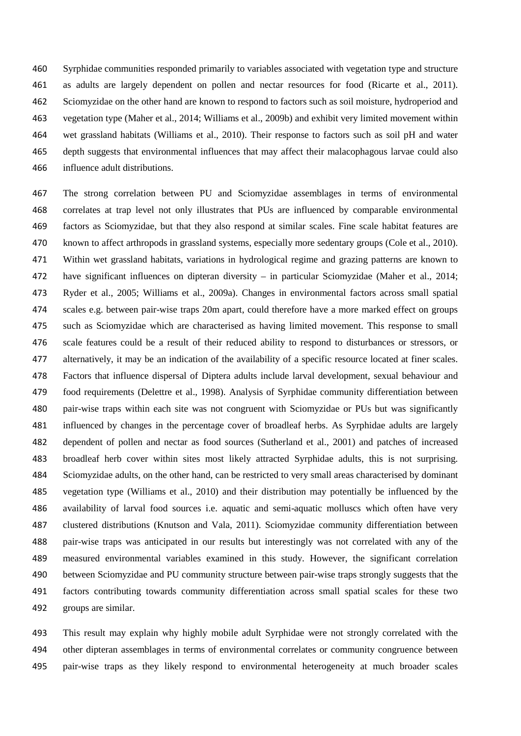Syrphidae communities responded primarily to variables associated with vegetation type and structure as adults are largely dependent on pollen and nectar resources for food (Ricarte et al., 2011). Sciomyzidae on the other hand are known to respond to factors such as soil moisture, hydroperiod and vegetation type (Maher et al., 2014; Williams et al., 2009b) and exhibit very limited movement within wet grassland habitats (Williams et al., 2010). Their response to factors such as soil pH and water depth suggests that environmental influences that may affect their malacophagous larvae could also influence adult distributions.

The strong correlation between PU and Sciomyzidae assemblages in terms of environmental correlates at trap level not only illustrates that PUs are influenced by comparable environmental factors as Sciomyzidae, but that they also respond at similar scales. Fine scale habitat features are known to affect arthropods in grassland systems, especially more sedentary groups (Cole et al., 2010). Within wet grassland habitats, variations in hydrological regime and grazing patterns are known to have significant influences on dipteran diversity – in particular Sciomyzidae (Maher et al., 2014; Ryder et al., 2005; Williams et al., 2009a). Changes in environmental factors across small spatial scales e.g. between pair-wise traps 20m apart, could therefore have a more marked effect on groups such as Sciomyzidae which are characterised as having limited movement. This response to small scale features could be a result of their reduced ability to respond to disturbances or stressors, or alternatively, it may be an indication of the availability of a specific resource located at finer scales. Factors that influence dispersal of Diptera adults include larval development, sexual behaviour and food requirements (Delettre et al., 1998). Analysis of Syrphidae community differentiation between pair-wise traps within each site was not congruent with Sciomyzidae or PUs but was significantly influenced by changes in the percentage cover of broadleaf herbs. As Syrphidae adults are largely dependent of pollen and nectar as food sources (Sutherland et al., 2001) and patches of increased broadleaf herb cover within sites most likely attracted Syrphidae adults, this is not surprising. Sciomyzidae adults, on the other hand, can be restricted to very small areas characterised by dominant vegetation type (Williams et al., 2010) and their distribution may potentially be influenced by the availability of larval food sources i.e. aquatic and semi-aquatic molluscs which often have very clustered distributions (Knutson and Vala, 2011). Sciomyzidae community differentiation between pair-wise traps was anticipated in our results but interestingly was not correlated with any of the measured environmental variables examined in this study. However, the significant correlation between Sciomyzidae and PU community structure between pair-wise traps strongly suggests that the factors contributing towards community differentiation across small spatial scales for these two groups are similar.

This result may explain why highly mobile adult Syrphidae were not strongly correlated with the other dipteran assemblages in terms of environmental correlates or community congruence between pair-wise traps as they likely respond to environmental heterogeneity at much broader scales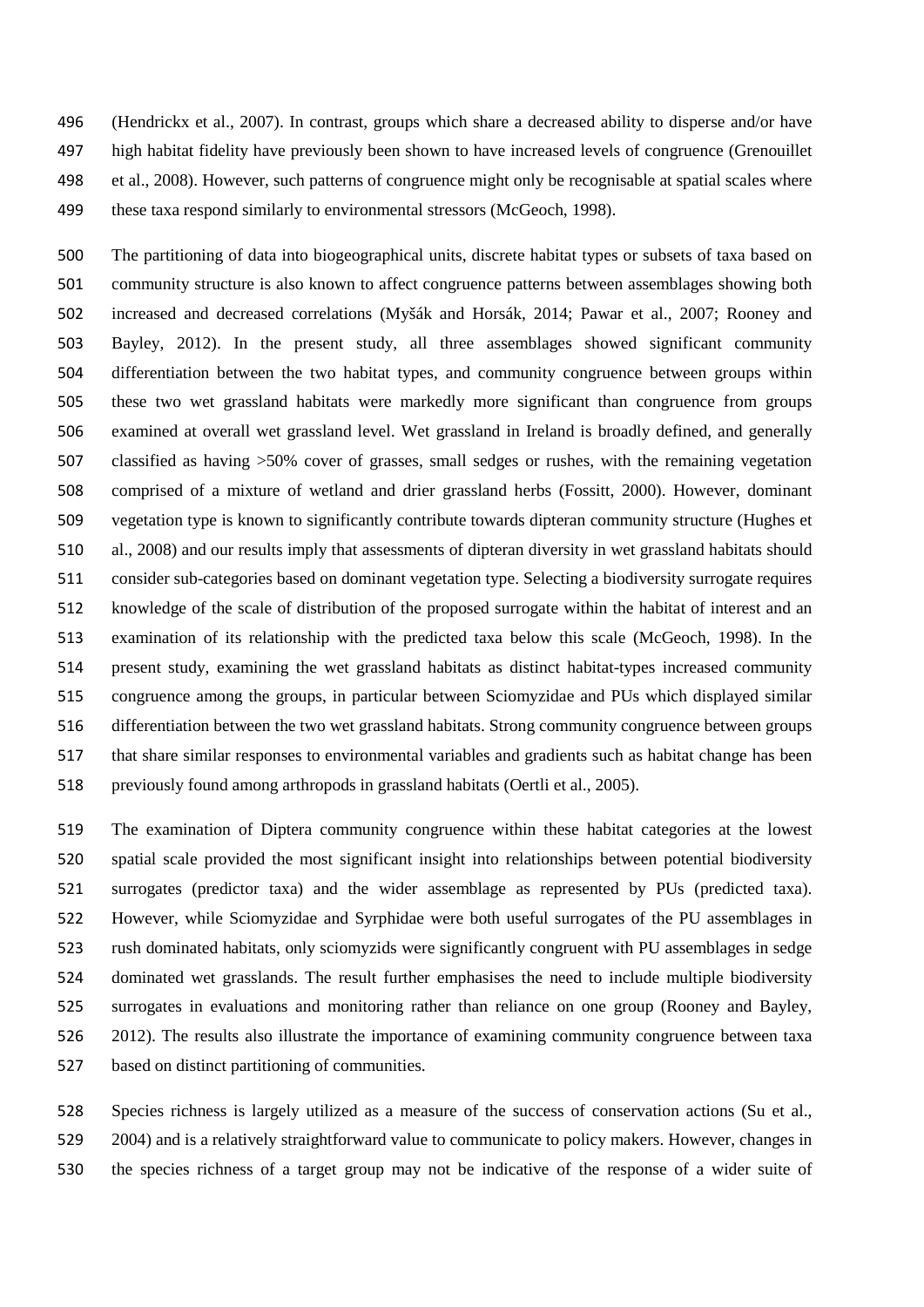(Hendrickx et al., 2007). In contrast, groups which share a decreased ability to disperse and/or have high habitat fidelity have previously been shown to have increased levels of congruence (Grenouillet et al., 2008). However, such patterns of congruence might only be recognisable at spatial scales where these taxa respond similarly to environmental stressors (McGeoch, 1998).

The partitioning of data into biogeographical units, discrete habitat types or subsets of taxa based on community structure is also known to affect congruence patterns between assemblages showing both increased and decreased correlations (Myšák and Horsák, 2014; Pawar et al., 2007; Rooney and Bayley, 2012). In the present study, all three assemblages showed significant community differentiation between the two habitat types, and community congruence between groups within these two wet grassland habitats were markedly more significant than congruence from groups examined at overall wet grassland level. Wet grassland in Ireland is broadly defined, and generally classified as having >50% cover of grasses, small sedges or rushes, with the remaining vegetation comprised of a mixture of wetland and drier grassland herbs (Fossitt, 2000). However, dominant vegetation type is known to significantly contribute towards dipteran community structure (Hughes et al., 2008) and our results imply that assessments of dipteran diversity in wet grassland habitats should consider sub-categories based on dominant vegetation type. Selecting a biodiversity surrogate requires knowledge of the scale of distribution of the proposed surrogate within the habitat of interest and an examination of its relationship with the predicted taxa below this scale (McGeoch, 1998). In the present study, examining the wet grassland habitats as distinct habitat-types increased community congruence among the groups, in particular between Sciomyzidae and PUs which displayed similar differentiation between the two wet grassland habitats. Strong community congruence between groups that share similar responses to environmental variables and gradients such as habitat change has been previously found among arthropods in grassland habitats (Oertli et al., 2005).

The examination of Diptera community congruence within these habitat categories at the lowest spatial scale provided the most significant insight into relationships between potential biodiversity surrogates (predictor taxa) and the wider assemblage as represented by PUs (predicted taxa). However, while Sciomyzidae and Syrphidae were both useful surrogates of the PU assemblages in rush dominated habitats, only sciomyzids were significantly congruent with PU assemblages in sedge dominated wet grasslands. The result further emphasises the need to include multiple biodiversity surrogates in evaluations and monitoring rather than reliance on one group (Rooney and Bayley, 2012). The results also illustrate the importance of examining community congruence between taxa based on distinct partitioning of communities.

Species richness is largely utilized as a measure of the success of conservation actions (Su et al., 2004) and is a relatively straightforward value to communicate to policy makers. However, changes in the species richness of a target group may not be indicative of the response of a wider suite of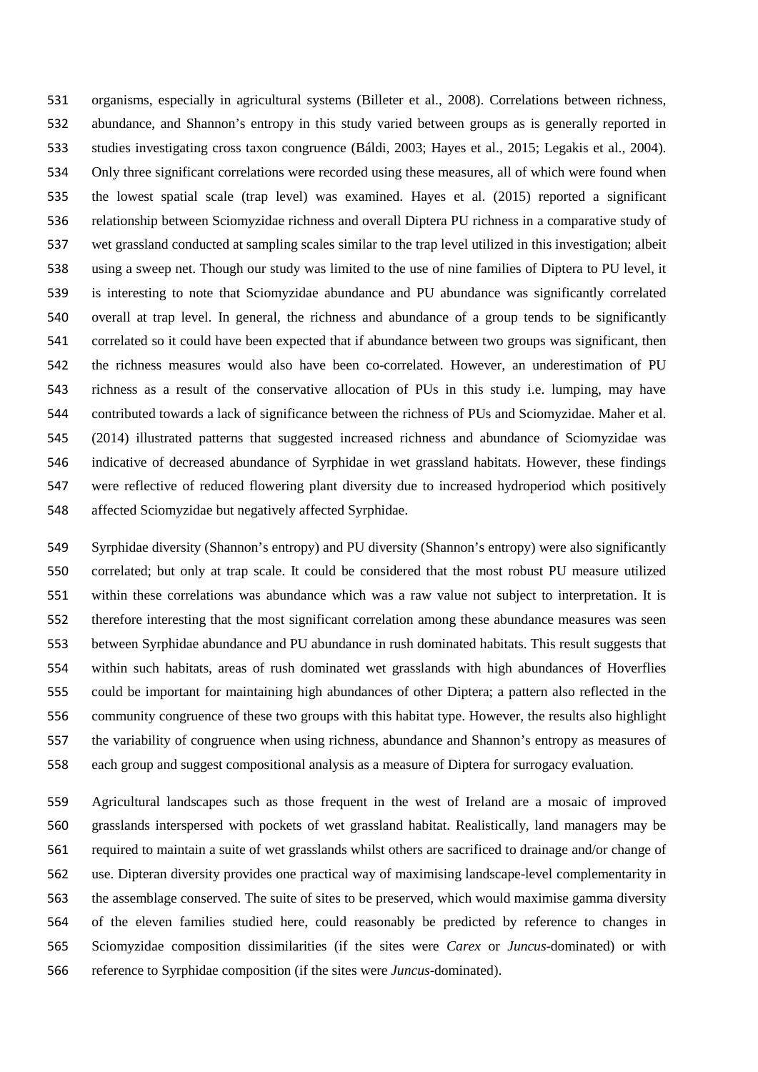organisms, especially in agricultural systems (Billeter et al., 2008). Correlations between richness, abundance, and Shannon's entropy in this study varied between groups as is generally reported in studies investigating cross taxon congruence (Báldi, 2003; Hayes et al., 2015; Legakis et al., 2004). Only three significant correlations were recorded using these measures, all of which were found when the lowest spatial scale (trap level) was examined. Hayes et al. (2015) reported a significant relationship between Sciomyzidae richness and overall Diptera PU richness in a comparative study of wet grassland conducted at sampling scales similar to the trap level utilized in this investigation; albeit using a sweep net. Though our study was limited to the use of nine families of Diptera to PU level, it is interesting to note that Sciomyzidae abundance and PU abundance was significantly correlated overall at trap level. In general, the richness and abundance of a group tends to be significantly correlated so it could have been expected that if abundance between two groups was significant, then the richness measures would also have been co-correlated. However, an underestimation of PU richness as a result of the conservative allocation of PUs in this study i.e. lumping, may have contributed towards a lack of significance between the richness of PUs and Sciomyzidae. Maher et al. (2014) illustrated patterns that suggested increased richness and abundance of Sciomyzidae was indicative of decreased abundance of Syrphidae in wet grassland habitats. However, these findings were reflective of reduced flowering plant diversity due to increased hydroperiod which positively affected Sciomyzidae but negatively affected Syrphidae.

Syrphidae diversity (Shannon's entropy) and PU diversity (Shannon's entropy) were also significantly correlated; but only at trap scale. It could be considered that the most robust PU measure utilized within these correlations was abundance which was a raw value not subject to interpretation. It is therefore interesting that the most significant correlation among these abundance measures was seen between Syrphidae abundance and PU abundance in rush dominated habitats. This result suggests that within such habitats, areas of rush dominated wet grasslands with high abundances of Hoverflies could be important for maintaining high abundances of other Diptera; a pattern also reflected in the community congruence of these two groups with this habitat type. However, the results also highlight the variability of congruence when using richness, abundance and Shannon's entropy as measures of each group and suggest compositional analysis as a measure of Diptera for surrogacy evaluation.

Agricultural landscapes such as those frequent in the west of Ireland are a mosaic of improved grasslands interspersed with pockets of wet grassland habitat. Realistically, land managers may be required to maintain a suite of wet grasslands whilst others are sacrificed to drainage and/or change of use. Dipteran diversity provides one practical way of maximising landscape-level complementarity in the assemblage conserved. The suite of sites to be preserved, which would maximise gamma diversity of the eleven families studied here, could reasonably be predicted by reference to changes in Sciomyzidae composition dissimilarities (if the sites were *Carex* or *Juncus*-dominated) or with reference to Syrphidae composition (if the sites were *Juncus*-dominated).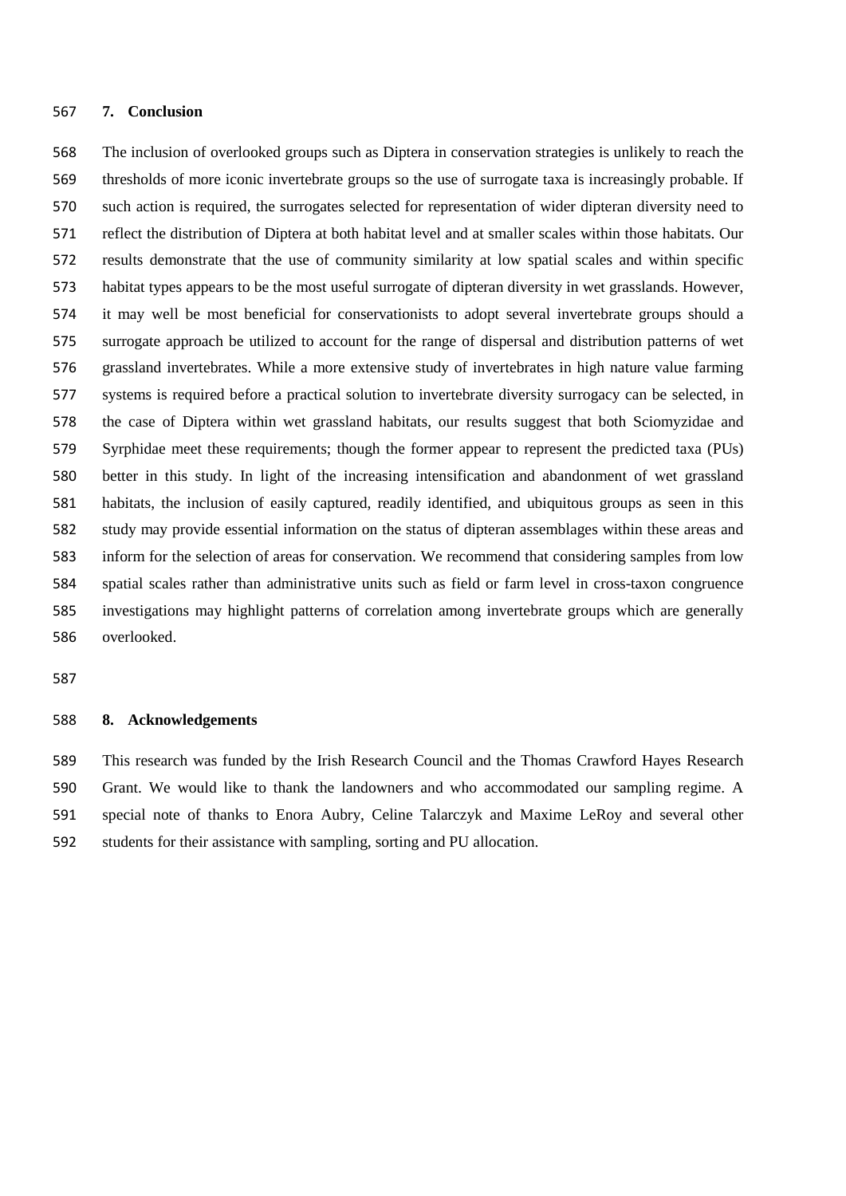## 7. Conclusion

The inclusion of overlooked groups such as Diptera in conservation strategies is unlikely to reach the thresholds of more iconic invertebrate groups so the use of surrogate taxa is increasingly probable. If such action is required, the surrogates selected for representation of wider dipteran diversity need to reflect the distribution of Diptera at both habitat level and at smaller scales within those habitats. Our results demonstrate that the use of community similarity at low spatial scales and within specific habitat types appears to be the most useful surrogate of dipteran diversity in wet grasslands. However, it may well be most beneficial for conservationists to adopt several invertebrate groups should a surrogate approach be utilized to account for the range of dispersal and distribution patterns of wet grassland invertebrates. While a more extensive study of invertebrates in high nature value farming systems is required before a practical solution to invertebrate diversity surrogacy can be selected, in the case of Diptera within wet grassland habitats, our results suggest that both Sciomyzidae and Syrphidae meet these requirements; though the former appear to represent the predicted taxa (PUs) better in this study. In light of the increasing intensification and abandonment of wet grassland habitats, the inclusion of easily captured, readily identified, and ubiquitous groups as seen in this study may provide essential information on the status of dipteran assemblages within these areas and inform for the selection of areas for conservation. We recommend that considering samples from low spatial scales rather than administrative units such as field or farm level in cross-taxon congruence investigations may highlight patterns of correlation among invertebrate groups which are generally overlooked.

## 8. Acknowledgements

This research was funded by the Irish Research Council and the Thomas Crawford Hayes Research Grant. We would like to thank the landowners and who accommodated our sampling regime. A special note of thanks to Enora Aubry, Celine Talarczyk and Maxime LeRoy and several other students for their assistance with sampling, sorting and PU allocation.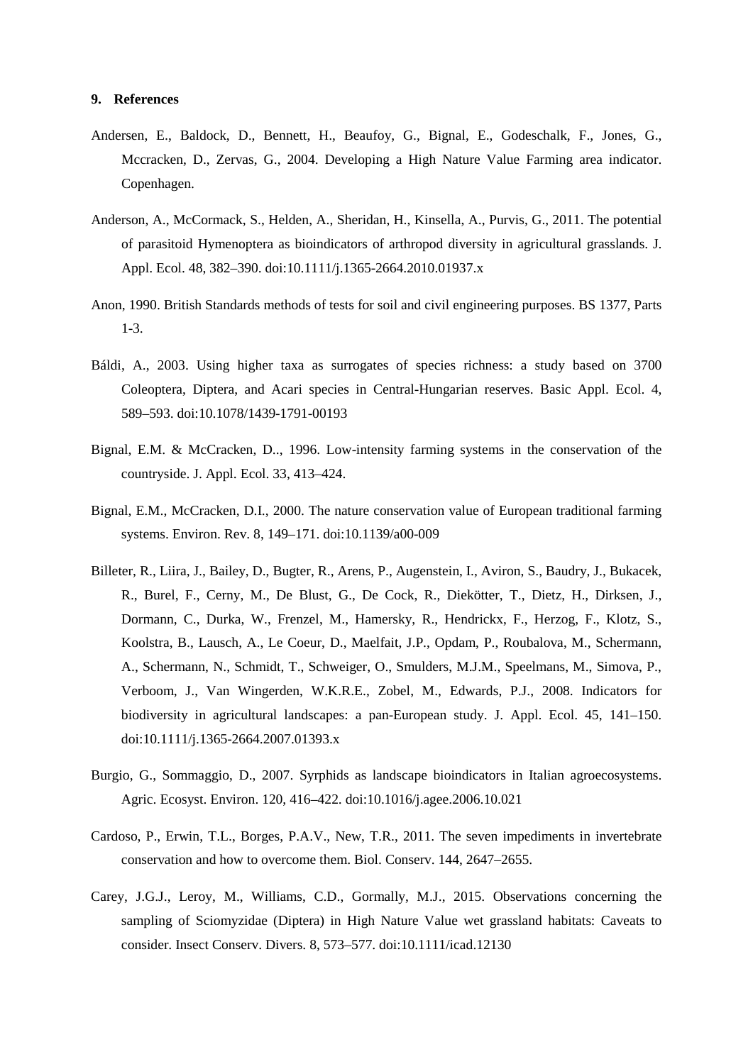## 9. References

Andersen, E., Baldock, D., Bennett, H., Beaufoy, G., Bignal, E., Godeschalk, F., Jones, G., Mccracken, D., Zervas, G., 2004. Developing a High Nature Value Farming area indicator. Copenhagen.

Anderson, A., McCormack, S., Helden, A., Sheridan, H., Kinsella, A., Purvis, G., 2011. The potential of parasitoid Hymenoptera as bioindicators of arthropod diversity in agricultural grasslands. J. Appl. Ecol. 48, 382–390. doi:10.1111/j.1365-2664.2010.01937.x

Anon, 1990. British Standards methods of tests for soil and civil engineering purposes. BS 1377, Parts 1-3.

Báldi, A., 2003. Using higher taxa as surrogates of species richness: a study based on 3700 Coleoptera, Diptera, and Acari species in Central-Hungarian reserves. Basic Appl. Ecol. 4, 589–593. doi:10.1078/1439-1791-00193

Bignal, E.M. & McCracken, D.., 1996. Low-intensity farming systems in the conservation of the countryside. J. Appl. Ecol. 33, 413–424.

Bignal, E.M., McCracken, D.I., 2000. The nature conservation value of European traditional farming systems. Environ. Rev. 8, 149–171. doi:10.1139/a00-009

Billeter, R., Liira, J., Bailey, D., Bugter, R., Arens, P., Augenstein, I., Aviron, S., Baudry, J., Bukacek, R., Burel, F., Cerny, M., De Blust, G., De Cock, R., Diekötter, T., Dietz, H., Dirksen, J., Dormann, C., Durka, W., Frenzel, M., Hamersky, R., Hendrickx, F., Herzog, F., Klotz, S., Koolstra, B., Lausch, A., Le Coeur, D., Maelfait, J.P., Opdam, P., Roubalova, M., Schermann, A., Schermann, N., Schmidt, T., Schweiger, O., Smulders, M.J.M., Speelmans, M., Simova, P., Verboom, J., Van Wingerden, W.K.R.E., Zobel, M., Edwards, P.J., 2008. Indicators for biodiversity in agricultural landscapes: a pan-European study. J. Appl. Ecol. 45, 141–150. doi:10.1111/j.1365-2664.2007.01393.x

Burgio, G., Sommaggio, D., 2007. Syrphids as landscape bioindicators in Italian agroecosystems. Agric. Ecosyst. Environ. 120, 416–422. doi:10.1016/j.agee.2006.10.021

Cardoso, P., Erwin, T.L., Borges, P.A.V., New, T.R., 2011. The seven impediments in invertebrate conservation and how to overcome them. Biol. Conserv. 144, 2647–2655.

Carey, J.G.J., Leroy, M., Williams, C.D., Gormally, M.J., 2015. Observations concerning the sampling of Sciomyzidae (Diptera) in High Nature Value wet grassland habitats: Caveats to consider. Insect Conserv. Divers. 8, 573–577. doi:10.1111/icad.12130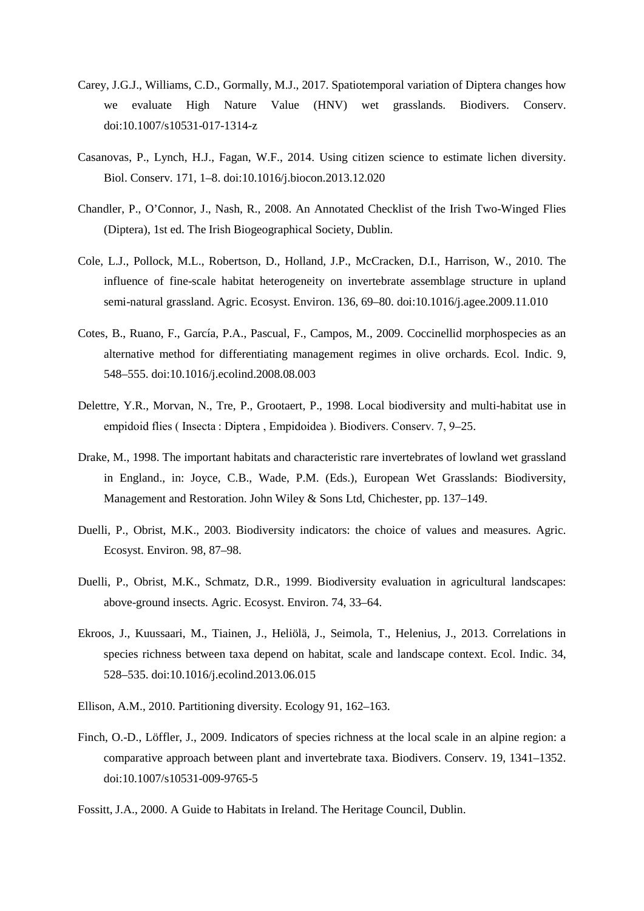Carey, J.G.J., Williams, C.D., Gormally, M.J., 2017. Spatiotemporal variation of Diptera changes how we evaluate High Nature Value (HNV) wet grasslands. Biodivers. Conserv. doi:10.1007/s10531-017-1314-z

Casanovas, P., Lynch, H.J., Fagan, W.F., 2014. Using citizen science to estimate lichen diversity. Biol. Conserv. 171, 1–8. doi:10.1016/j.biocon.2013.12.020

Chandler, P., O'Connor, J., Nash, R., 2008. An Annotated Checklist of the Irish Two-Winged Flies (Diptera), 1st ed. The Irish Biogeographical Society, Dublin.

Cole, L.J., Pollock, M.L., Robertson, D., Holland, J.P., McCracken, D.I., Harrison, W., 2010. The influence of fine-scale habitat heterogeneity on invertebrate assemblage structure in upland semi-natural grassland. Agric. Ecosyst. Environ. 136, 69–80. doi:10.1016/j.agee.2009.11.010

Cotes, B., Ruano, F., García, P.A., Pascual, F., Campos, M., 2009. Coccinellid morphospecies as an alternative method for differentiating management regimes in olive orchards. Ecol. Indic. 9, 548–555. doi:10.1016/j.ecolind.2008.08.003

Delettre, Y.R., Morvan, N., Tre, P., Grootaert, P., 1998. Local biodiversity and multi-habitat use in empidoid flies ( Insecta : Diptera , Empidoidea ). Biodivers. Conserv. 7, 9–25.

Drake, M., 1998. The important habitats and characteristic rare invertebrates of lowland wet grassland in England., in: Joyce, C.B., Wade, P.M. (Eds.), European Wet Grasslands: Biodiversity, Management and Restoration. John Wiley & Sons Ltd, Chichester, pp. 137–149.

Duelli, P., Obrist, M.K., 2003. Biodiversity indicators: the choice of values and measures. Agric. Ecosyst. Environ. 98, 87–98.

Duelli, P., Obrist, M.K., Schmatz, D.R., 1999. Biodiversity evaluation in agricultural landscapes: above-ground insects. Agric. Ecosyst. Environ. 74, 33–64.

Ekroos, J., Kuussaari, M., Tiainen, J., Heliölä, J., Seimola, T., Helenius, J., 2013. Correlations in species richness between taxa depend on habitat, scale and landscape context. Ecol. Indic. 34, 528–535. doi:10.1016/j.ecolind.2013.06.015

Ellison, A.M., 2010. Partitioning diversity. Ecology 91, 162–163.

Finch, O.-D., Löffler, J., 2009. Indicators of species richness at the local scale in an alpine region: a comparative approach between plant and invertebrate taxa. Biodivers. Conserv. 19, 1341–1352. doi:10.1007/s10531-009-9765-5

Fossitt, J.A., 2000. A Guide to Habitats in Ireland. The Heritage Council, Dublin.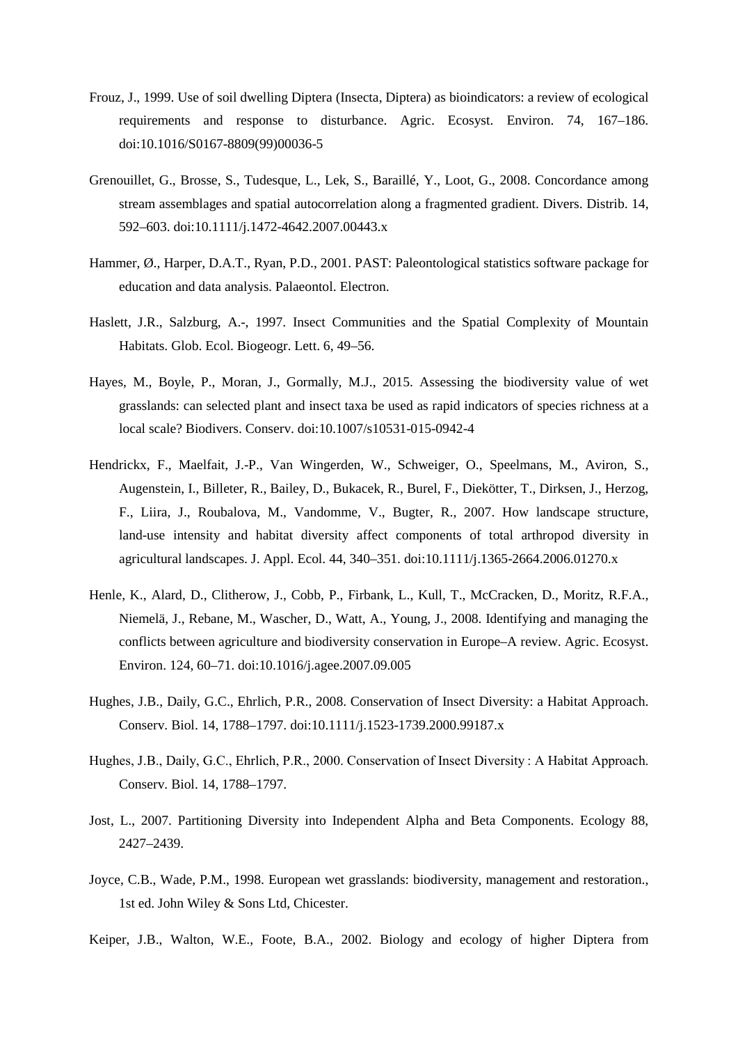Frouz, J., 1999. Use of soil dwelling Diptera (Insecta, Diptera) as bioindicators: a review of ecological requirements and response to disturbance. Agric. Ecosyst. Environ. 74, 167–186. doi:10.1016/S0167-8809(99)00036-5

Grenouillet, G., Brosse, S., Tudesque, L., Lek, S., Baraillé, Y., Loot, G., 2008. Concordance among stream assemblages and spatial autocorrelation along a fragmented gradient. Divers. Distrib. 14, 592–603. doi:10.1111/j.1472-4642.2007.00443.x

Hammer, Ø., Harper, D.A.T., Ryan, P.D., 2001. PAST: Paleontological statistics software package for education and data analysis. Palaeontol. Electron.

Haslett, J.R., Salzburg, A.-, 1997. Insect Communities and the Spatial Complexity of Mountain Habitats. Glob. Ecol. Biogeogr. Lett. 6, 49–56.

Hayes, M., Boyle, P., Moran, J., Gormally, M.J., 2015. Assessing the biodiversity value of wet grasslands: can selected plant and insect taxa be used as rapid indicators of species richness at a local scale? Biodivers. Conserv. doi:10.1007/s10531-015-0942-4

Hendrickx, F., Maelfait, J.-P., Van Wingerden, W., Schweiger, O., Speelmans, M., Aviron, S., Augenstein, I., Billeter, R., Bailey, D., Bukacek, R., Burel, F., Diekötter, T., Dirksen, J., Herzog, F., Liira, J., Roubalova, M., Vandomme, V., Bugter, R., 2007. How landscape structure, land-use intensity and habitat diversity affect components of total arthropod diversity in agricultural landscapes. J. Appl. Ecol. 44, 340–351. doi:10.1111/j.1365-2664.2006.01270.x

Henle, K., Alard, D., Clitherow, J., Cobb, P., Firbank, L., Kull, T., McCracken, D., Moritz, R.F.A., Niemelä, J., Rebane, M., Wascher, D., Watt, A., Young, J., 2008. Identifying and managing the conflicts between agriculture and biodiversity conservation in Europe–A review. Agric. Ecosyst. Environ. 124, 60–71. doi:10.1016/j.agee.2007.09.005

Hughes, J.B., Daily, G.C., Ehrlich, P.R., 2008. Conservation of Insect Diversity: a Habitat Approach. Conserv. Biol. 14, 1788–1797. doi:10.1111/j.1523-1739.2000.99187.x

Hughes, J.B., Daily, G.C., Ehrlich, P.R., 2000. Conservation of Insect Diversity : A Habitat Approach. Conserv. Biol. 14, 1788–1797.

Jost, L., 2007. Partitioning Diversity into Independent Alpha and Beta Components. Ecology 88, 2427–2439.

Joyce, C.B., Wade, P.M., 1998. European wet grasslands: biodiversity, management and restoration., 1st ed. John Wiley & Sons Ltd, Chicester.

Keiper, J.B., Walton, W.E., Foote, B.A., 2002. Biology and ecology of higher Diptera from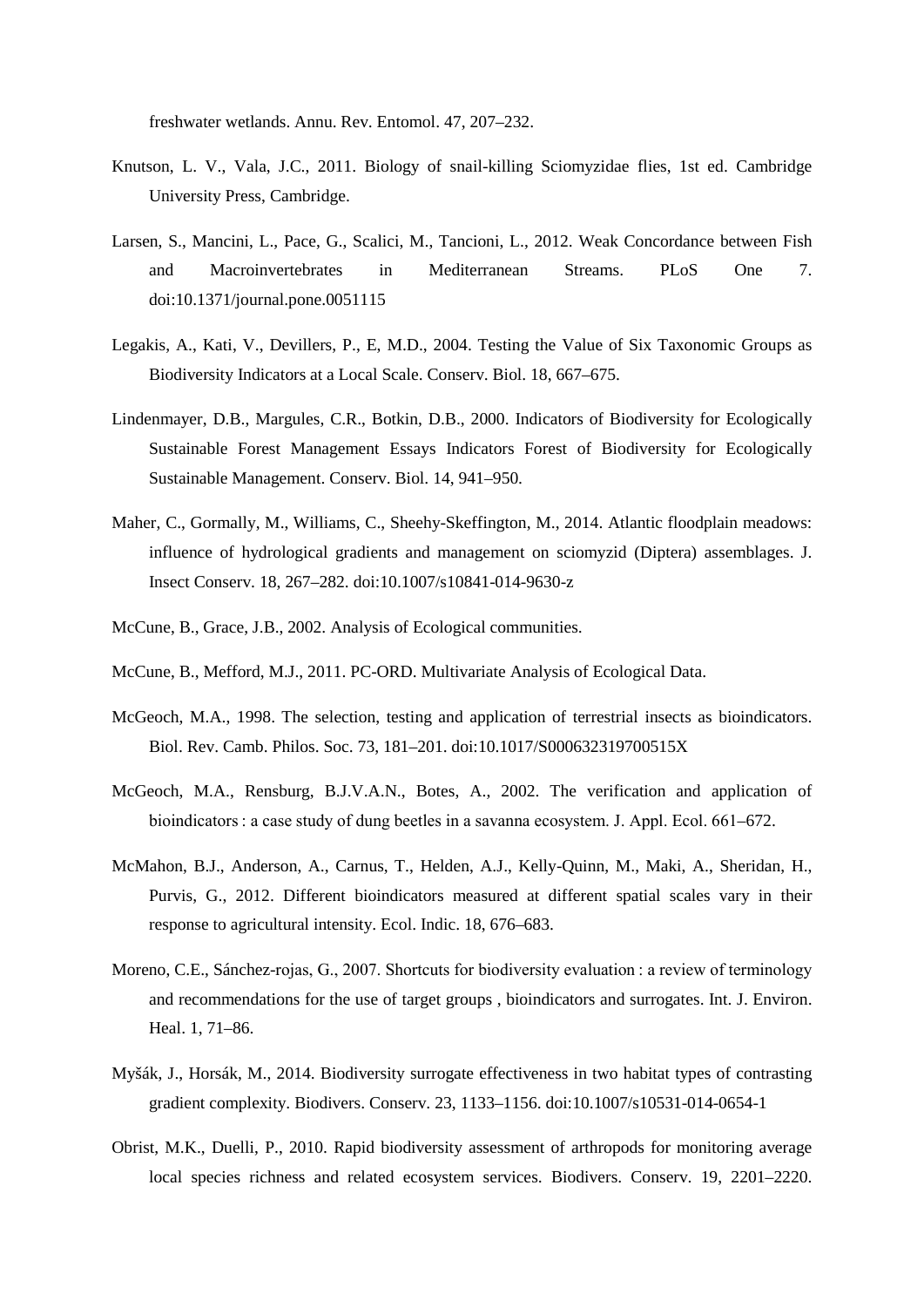freshwater wetlands. Annu. Rev. Entomol. 47, 207–232.

Knutson, L. V., Vala, J.C., 2011. Biology of snail-killing Sciomyzidae flies, 1st ed. Cambridge University Press, Cambridge.

Larsen, S., Mancini, L., Pace, G., Scalici, M., Tancioni, L., 2012. Weak Concordance between Fish and Macroinvertebrates in Mediterranean Streams. PLoS One 7. doi:10.1371/journal.pone.0051115

Legakis, A., Kati, V., Devillers, P., E, M.D., 2004. Testing the Value of Six Taxonomic Groups as Biodiversity Indicators at a Local Scale. Conserv. Biol. 18, 667–675.

Lindenmayer, D.B., Margules, C.R., Botkin, D.B., 2000. Indicators of Biodiversity for Ecologically Sustainable Forest Management Essays Indicators Forest of Biodiversity for Ecologically Sustainable Management. Conserv. Biol. 14, 941–950.

Maher, C., Gormally, M., Williams, C., Sheehy-Skeffington, M., 2014. Atlantic floodplain meadows: influence of hydrological gradients and management on sciomyzid (Diptera) assemblages. J. Insect Conserv. 18, 267–282. doi:10.1007/s10841-014-9630-z

McCune, B., Grace, J.B., 2002. Analysis of Ecological communities.

McCune, B., Mefford, M.J., 2011. PC-ORD. Multivariate Analysis of Ecological Data.

McGeoch, M.A., 1998. The selection, testing and application of terrestrial insects as bioindicators. Biol. Rev. Camb. Philos. Soc. 73, 181–201. doi:10.1017/S000632319700515X

McGeoch, M.A., Rensburg, B.J.V.A.N., Botes, A., 2002. The verification and application of bioindicators : a case study of dung beetles in a savanna ecosystem. J. Appl. Ecol. 661–672.

McMahon, B.J., Anderson, A., Carnus, T., Helden, A.J., Kelly-Quinn, M., Maki, A., Sheridan, H., Purvis, G., 2012. Different bioindicators measured at different spatial scales vary in their response to agricultural intensity. Ecol. Indic. 18, 676–683.

Moreno, C.E., Sánchez-rojas, G., 2007. Shortcuts for biodiversity evaluation : a review of terminology and recommendations for the use of target groups , bioindicators and surrogates. Int. J. Environ. Heal. 1, 71–86.

Myšák, J., Horsák, M., 2014. Biodiversity surrogate effectiveness in two habitat types of contrasting gradient complexity. Biodivers. Conserv. 23, 1133–1156. doi:10.1007/s10531-014-0654-1

Obrist, M.K., Duelli, P., 2010. Rapid biodiversity assessment of arthropods for monitoring average local species richness and related ecosystem services. Biodivers. Conserv. 19, 2201–2220.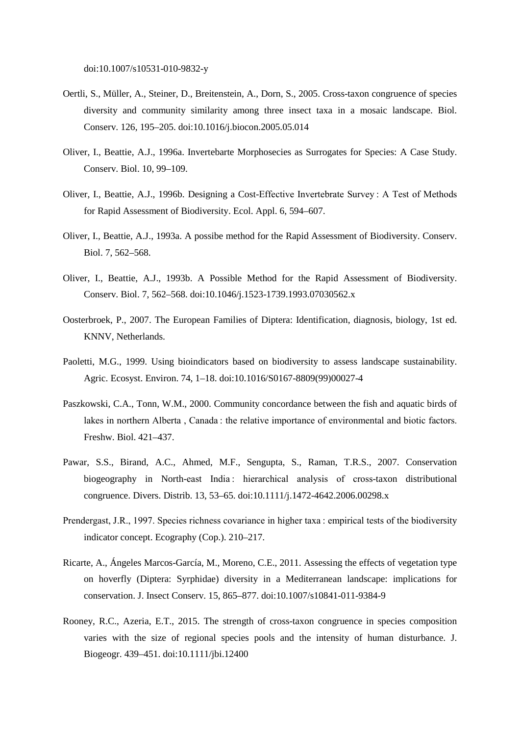doi:10.1007/s10531-010-9832-y

Oertli, S., Müller, A., Steiner, D., Breitenstein, A., Dorn, S., 2005. Cross-taxon congruence of species diversity and community similarity among three insect taxa in a mosaic landscape. Biol. Conserv. 126, 195–205. doi:10.1016/j.biocon.2005.05.014

Oliver, I., Beattie, A.J., 1996a. Invertebarte Morphosecies as Surrogates for Species: A Case Study. Conserv. Biol. 10, 99–109.

Oliver, I., Beattie, A.J., 1996b. Designing a Cost-Effective Invertebrate Survey : A Test of Methods for Rapid Assessment of Biodiversity. Ecol. Appl. 6, 594–607.

Oliver, I., Beattie, A.J., 1993a. A possibe method for the Rapid Assessment of Biodiversity. Conserv. Biol. 7, 562–568.

Oliver, I., Beattie, A.J., 1993b. A Possible Method for the Rapid Assessment of Biodiversity. Conserv. Biol. 7, 562–568. doi:10.1046/j.1523-1739.1993.07030562.x

Oosterbroek, P., 2007. The European Families of Diptera: Identification, diagnosis, biology, 1st ed. KNNV, Netherlands.

Paoletti, M.G., 1999. Using bioindicators based on biodiversity to assess landscape sustainability. Agric. Ecosyst. Environ. 74, 1–18. doi:10.1016/S0167-8809(99)00027-4

Paszkowski, C.A., Tonn, W.M., 2000. Community concordance between the fish and aquatic birds of lakes in northern Alberta , Canada : the relative importance of environmental and biotic factors. Freshw. Biol. 421–437.

Pawar, S.S., Birand, A.C., Ahmed, M.F., Sengupta, S., Raman, T.R.S., 2007. Conservation biogeography in North-east India : hierarchical analysis of cross-taxon distributional congruence. Divers. Distrib. 13, 53–65. doi:10.1111/j.1472-4642.2006.00298.x

Prendergast, J.R., 1997. Species richness covariance in higher taxa : empirical tests of the biodiversity indicator concept. Ecography (Cop.). 210–217.

Ricarte, A., Ángeles Marcos-García, M., Moreno, C.E., 2011. Assessing the effects of vegetation type on hoverfly (Diptera: Syrphidae) diversity in a Mediterranean landscape: implications for conservation. J. Insect Conserv. 15, 865–877. doi:10.1007/s10841-011-9384-9

Rooney, R.C., Azeria, E.T., 2015. The strength of cross-taxon congruence in species composition varies with the size of regional species pools and the intensity of human disturbance. J. Biogeogr. 439–451. doi:10.1111/jbi.12400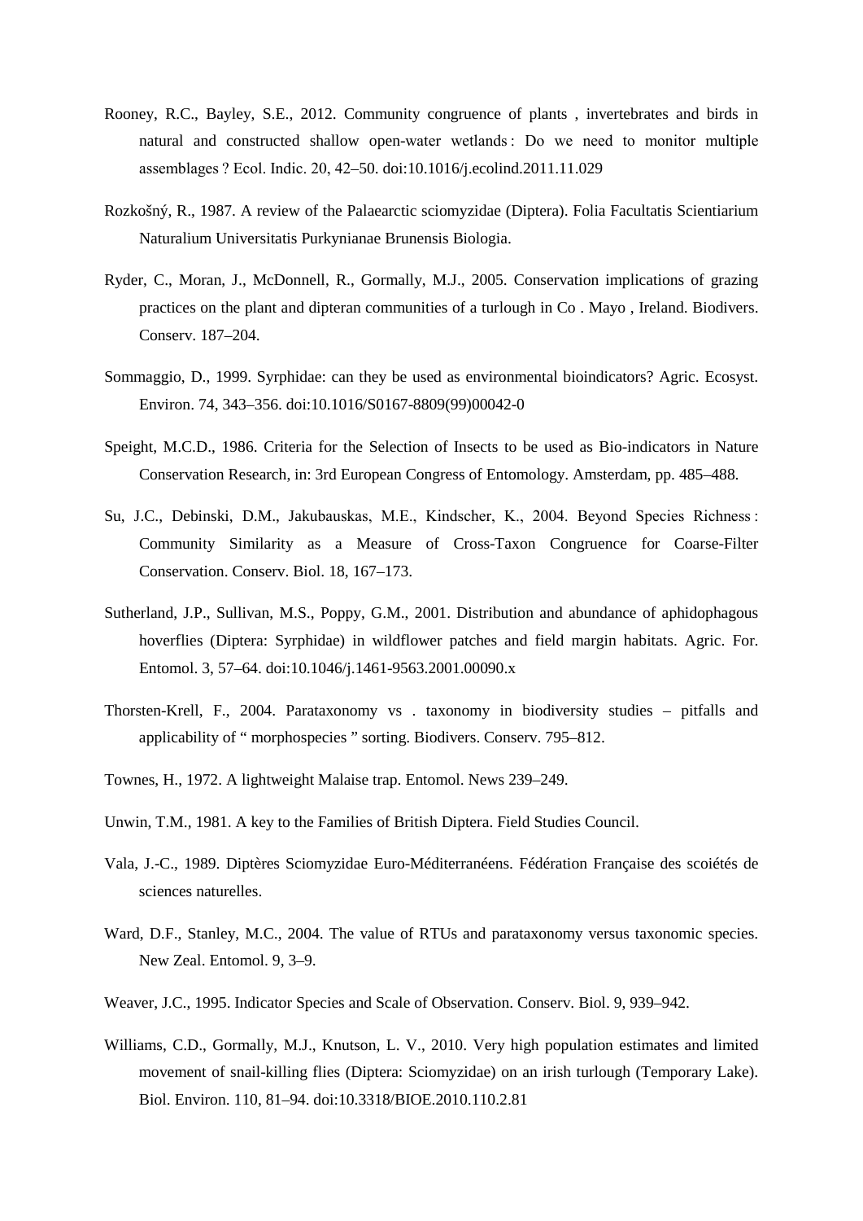Rooney, R.C., Bayley, S.E., 2012. Community congruence of plants , invertebrates and birds in natural and constructed shallow open-water wetlands : Do we need to monitor multiple assemblages ? Ecol. Indic. 20, 42–50. doi:10.1016/j.ecolind.2011.11.029

Rozkošný, R., 1987. A review of the Palaearctic sciomyzidae (Diptera). Folia Facultatis Scientiarium Naturalium Universitatis Purkynianae Brunensis Biologia.

Ryder, C., Moran, J., McDonnell, R., Gormally, M.J., 2005. Conservation implications of grazing practices on the plant and dipteran communities of a turlough in Co . Mayo , Ireland. Biodivers. Conserv. 187–204.

Sommaggio, D., 1999. Syrphidae: can they be used as environmental bioindicators? Agric. Ecosyst. Environ. 74, 343–356. doi:10.1016/S0167-8809(99)00042-0

Speight, M.C.D., 1986. Criteria for the Selection of Insects to be used as Bio-indicators in Nature Conservation Research, in: 3rd European Congress of Entomology. Amsterdam, pp. 485–488.

Su, J.C., Debinski, D.M., Jakubauskas, M.E., Kindscher, K., 2004. Beyond Species Richness : Community Similarity as a Measure of Cross-Taxon Congruence for Coarse-Filter Conservation. Conserv. Biol. 18, 167–173.

Sutherland, J.P., Sullivan, M.S., Poppy, G.M., 2001. Distribution and abundance of aphidophagous hoverflies (Diptera: Syrphidae) in wildflower patches and field margin habitats. Agric. For. Entomol. 3, 57–64. doi:10.1046/j.1461-9563.2001.00090.x

Thorsten-Krell, F., 2004. Parataxonomy vs . taxonomy in biodiversity studies – pitfalls and applicability of " morphospecies " sorting. Biodivers. Conserv. 795–812.

Townes, H., 1972. A lightweight Malaise trap. Entomol. News 239–249.

Unwin, T.M., 1981. A key to the Families of British Diptera. Field Studies Council.

Vala, J.-C., 1989. Diptères Sciomyzidae Euro-Méditerranéens. Fédération Française des scoiétés de sciences naturelles.

Ward, D.F., Stanley, M.C., 2004. The value of RTUs and parataxonomy versus taxonomic species. New Zeal. Entomol. 9, 3–9.

Weaver, J.C., 1995. Indicator Species and Scale of Observation. Conserv. Biol. 9, 939–942.

Williams, C.D., Gormally, M.J., Knutson, L. V., 2010. Very high population estimates and limited movement of snail-killing flies (Diptera: Sciomyzidae) on an irish turlough (Temporary Lake). Biol. Environ. 110, 81–94. doi:10.3318/BIOE.2010.110.2.81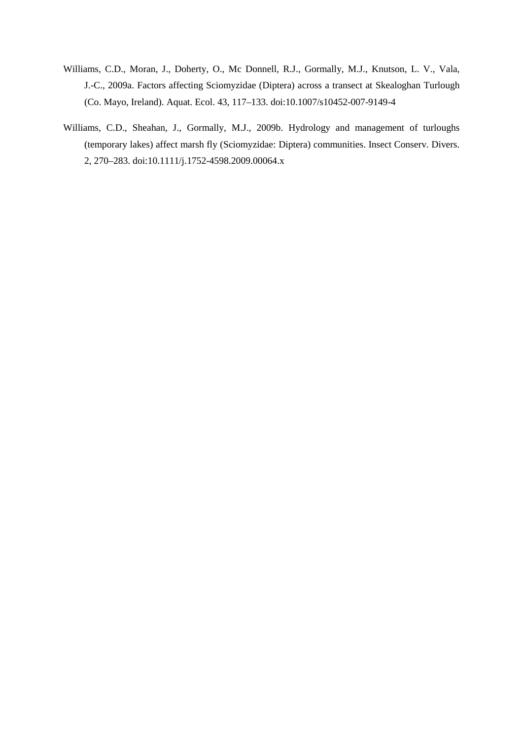Williams, C.D., Moran, J., Doherty, O., Mc Donnell, R.J., Gormally, M.J., Knutson, L. V., Vala, J.-C., 2009a. Factors affecting Sciomyzidae (Diptera) across a transect at Skealoghan Turlough (Co. Mayo, Ireland). Aquat. Ecol. 43, 117–133. doi:10.1007/s10452-007-9149-4

Williams, C.D., Sheahan, J., Gormally, M.J., 2009b. Hydrology and management of turloughs (temporary lakes) affect marsh fly (Sciomyzidae: Diptera) communities. Insect Conserv. Divers. 2, 270–283. doi:10.1111/j.1752-4598.2009.00064.x